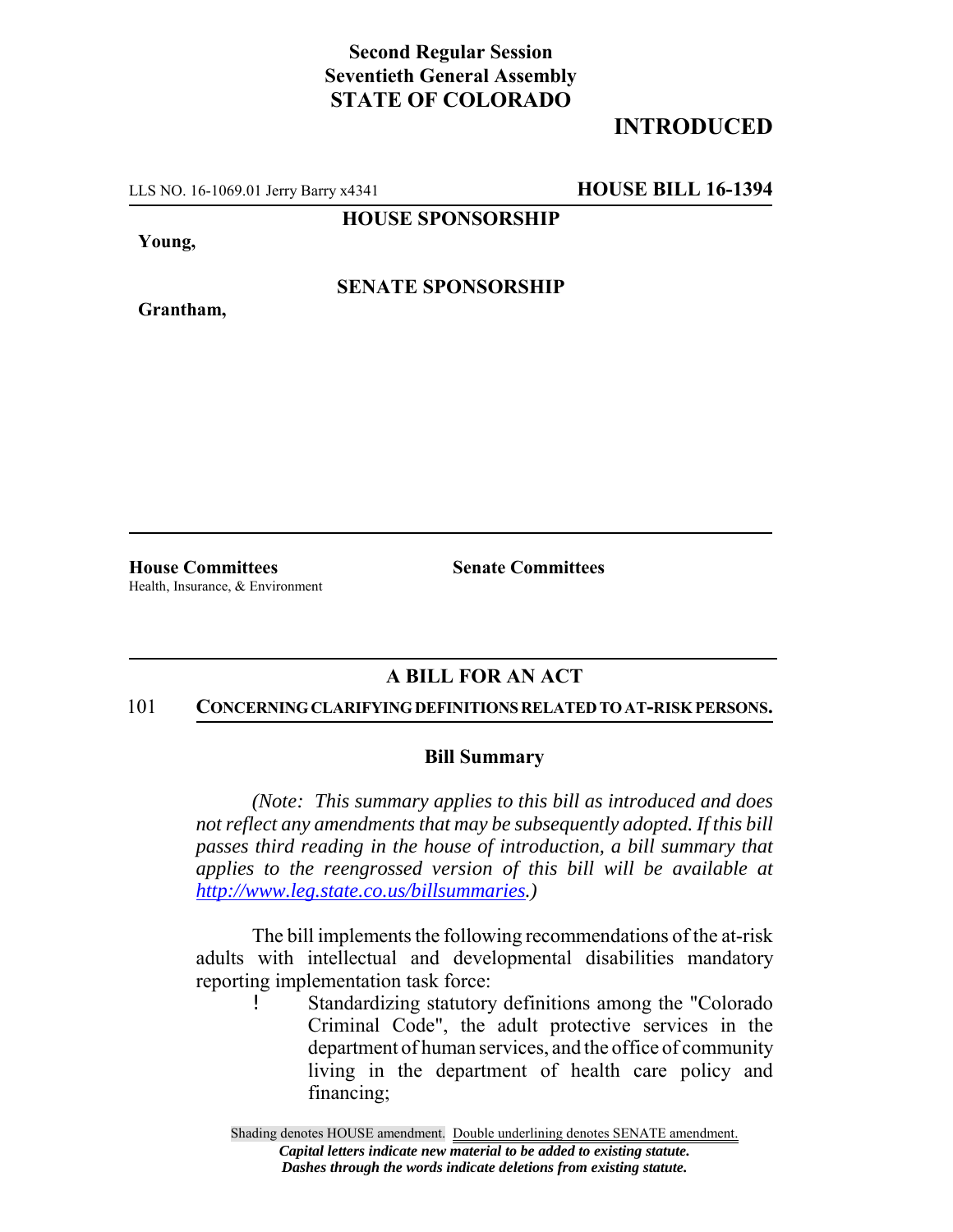**Second Regular Session**
**Seventieth General Assembly**
**STATE OF COLORADO**

# INTRODUCED

LLS NO. 16-1069.01 Jerry Barry x4341 **HOUSE BILL 16-1394**

**HOUSE SPONSORSHIP**

**Young,**

**SENATE SPONSORSHIP**

**Grantham,**

**House Committees**
Health, Insurance, & Environment

**Senate Committees**

## A BILL FOR AN ACT

101 **CONCERNING CLARIFYING DEFINITIONS RELATED TO AT-RISK PERSONS.**

### Bill Summary

*(Note: This summary applies to this bill as introduced and does not reflect any amendments that may be subsequently adopted. If this bill passes third reading in the house of introduction, a bill summary that applies to the reengrossed version of this bill will be available at http://www.leg.state.co.us/billsummaries.)*

The bill implements the following recommendations of the at-risk adults with intellectual and developmental disabilities mandatory reporting implementation task force:

- Standardizing statutory definitions among the "Colorado Criminal Code", the adult protective services in the department of human services, and the office of community living in the department of health care policy and financing;

Shading denotes HOUSE amendment. Double underlining denotes SENATE amendment.
*Capital letters indicate new material to be added to existing statute.*
*Dashes through the words indicate deletions from existing statute.*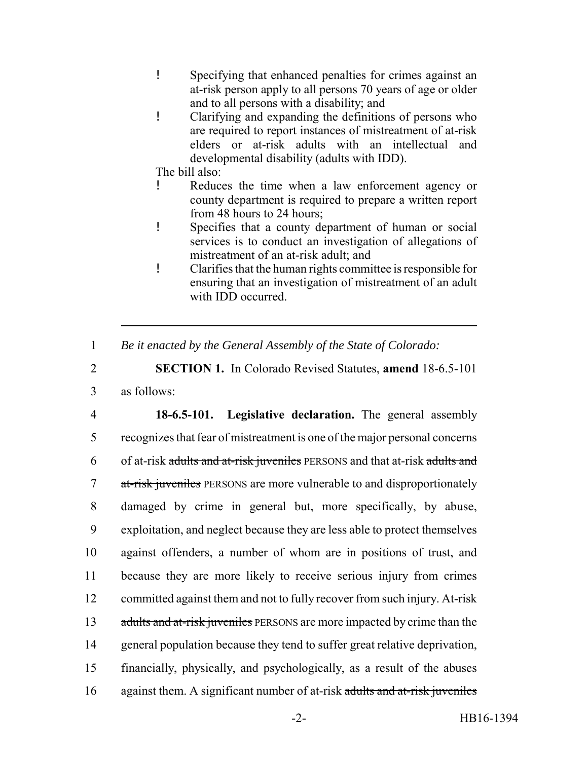- Specifying that enhanced penalties for crimes against an at-risk person apply to all persons 70 years of age or older and to all persons with a disability; and
- Clarifying and expanding the definitions of persons who are required to report instances of mistreatment of at-risk elders or at-risk adults with an intellectual and developmental disability (adults with IDD).

The bill also:

- Reduces the time when a law enforcement agency or county department is required to prepare a written report from 48 hours to 24 hours;
- Specifies that a county department of human or social services is to conduct an investigation of allegations of mistreatment of an at-risk adult; and
- Clarifies that the human rights committee is responsible for ensuring that an investigation of mistreatment of an adult with IDD occurred.

---

1 *Be it enacted by the General Assembly of the State of Colorado:*

2 **SECTION 1.** In Colorado Revised Statutes, **amend** 18-6.5-101
3 as follows:

4 **18-6.5-101. Legislative declaration.** The general assembly
5 recognizes that fear of mistreatment is one of the major personal concerns
6 of at-risk ~~adults and at-risk juveniles~~ PERSONS and that at-risk ~~adults and~~
7 ~~at-risk juveniles~~ PERSONS are more vulnerable to and disproportionately
8 damaged by crime in general but, more specifically, by abuse,
9 exploitation, and neglect because they are less able to protect themselves
10 against offenders, a number of whom are in positions of trust, and
11 because they are more likely to receive serious injury from crimes
12 committed against them and not to fully recover from such injury. At-risk
13 ~~adults and at-risk juveniles~~ PERSONS are more impacted by crime than the
14 general population because they tend to suffer great relative deprivation,
15 financially, physically, and psychologically, as a result of the abuses
16 against them. A significant number of at-risk ~~adults and at-risk juveniles~~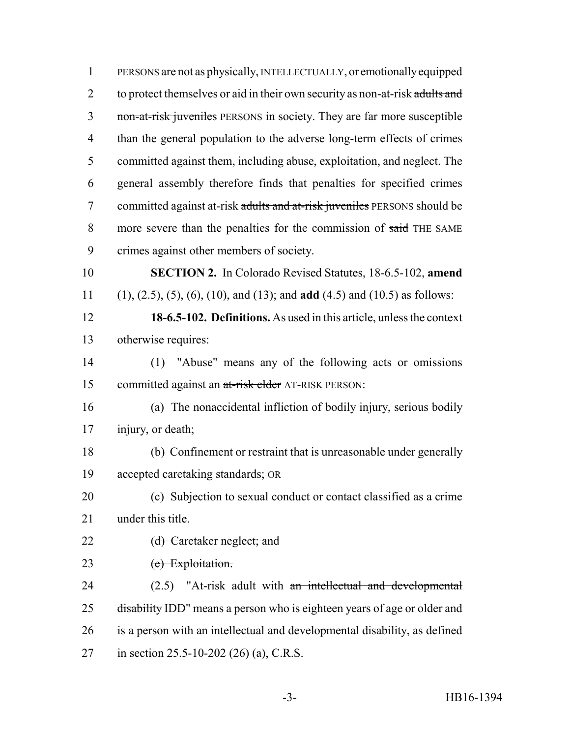PERSONS are not as physically, INTELLECTUALLY, or emotionally equipped to protect themselves or aid in their own security as non-at-risk ~~adults and non-at-risk juveniles~~ PERSONS in society. They are far more susceptible than the general population to the adverse long-term effects of crimes committed against them, including abuse, exploitation, and neglect. The general assembly therefore finds that penalties for specified crimes committed against at-risk ~~adults and at-risk juveniles~~ PERSONS should be more severe than the penalties for the commission of ~~said~~ THE SAME crimes against other members of society.

**SECTION 2.** In Colorado Revised Statutes, 18-6.5-102, **amend** (1), (2.5), (5), (6), (10), and (13); and **add** (4.5) and (10.5) as follows:

**18-6.5-102. Definitions.** As used in this article, unless the context otherwise requires:

(1) "Abuse" means any of the following acts or omissions committed against an ~~at-risk elder~~ AT-RISK PERSON:

(a) The nonaccidental infliction of bodily injury, serious bodily injury, or death;

(b) Confinement or restraint that is unreasonable under generally accepted caretaking standards; OR

(c) Subjection to sexual conduct or contact classified as a crime under this title.

~~(d) Caretaker neglect; and~~

~~(e) Exploitation.~~

(2.5) "At-risk adult with ~~an intellectual and developmental disability~~ IDD" means a person who is eighteen years of age or older and is a person with an intellectual and developmental disability, as defined in section 25.5-10-202 (26) (a), C.R.S.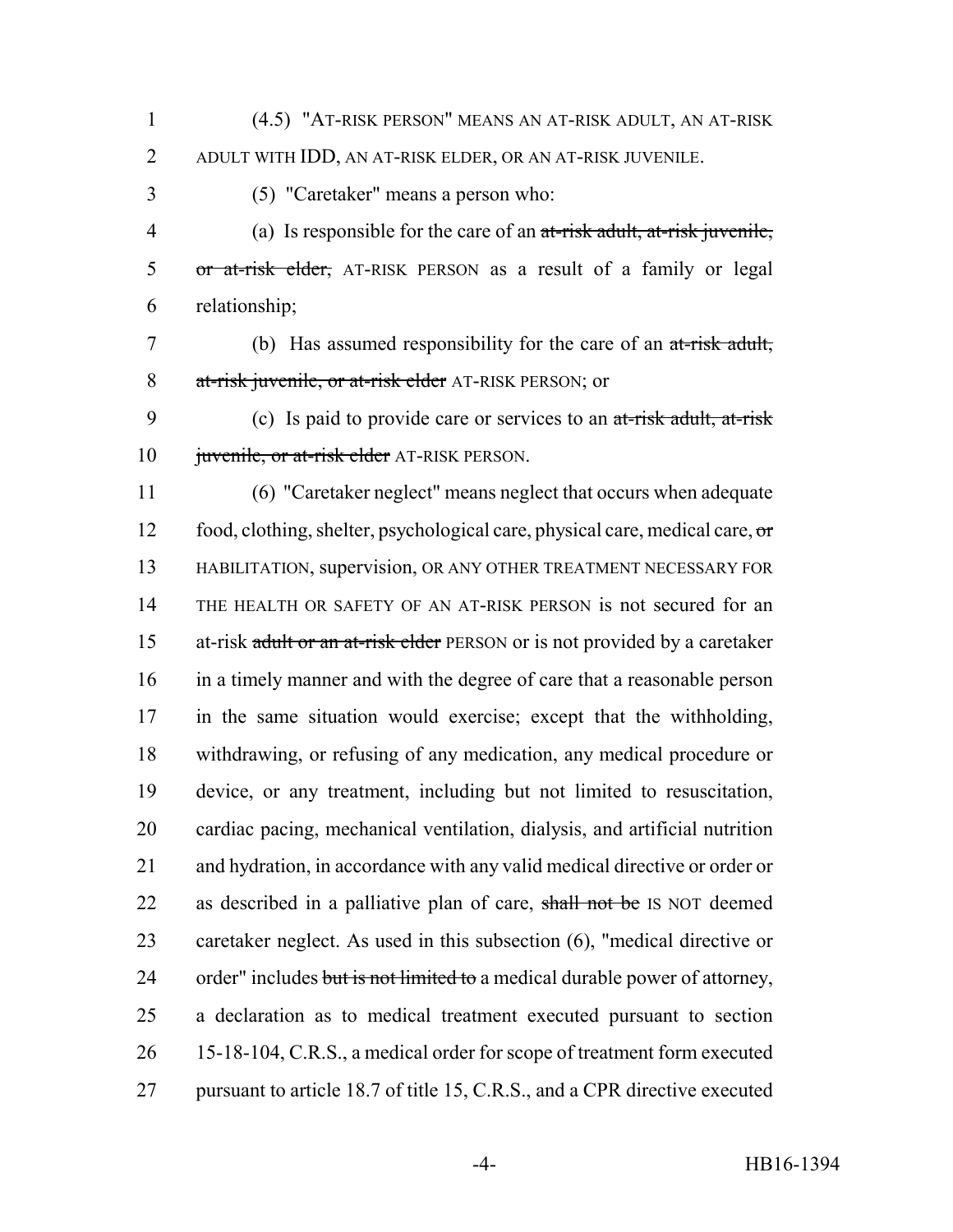(4.5) "AT-RISK PERSON" MEANS AN AT-RISK ADULT, AN AT-RISK ADULT WITH IDD, AN AT-RISK ELDER, OR AN AT-RISK JUVENILE.

(5) "Caretaker" means a person who:

(a) Is responsible for the care of an ~~at-risk adult, at-risk juvenile, or at-risk elder,~~ AT-RISK PERSON as a result of a family or legal relationship;

(b) Has assumed responsibility for the care of an ~~at-risk adult, at-risk juvenile, or at-risk elder~~ AT-RISK PERSON; or

(c) Is paid to provide care or services to an ~~at-risk adult, at-risk juvenile, or at-risk elder~~ AT-RISK PERSON.

(6) "Caretaker neglect" means neglect that occurs when adequate food, clothing, shelter, psychological care, physical care, medical care, ~~or~~ HABILITATION, supervision, OR ANY OTHER TREATMENT NECESSARY FOR THE HEALTH OR SAFETY OF AN AT-RISK PERSON is not secured for an at-risk ~~adult or an at-risk elder~~ PERSON or is not provided by a caretaker in a timely manner and with the degree of care that a reasonable person in the same situation would exercise; except that the withholding, withdrawing, or refusing of any medication, any medical procedure or device, or any treatment, including but not limited to resuscitation, cardiac pacing, mechanical ventilation, dialysis, and artificial nutrition and hydration, in accordance with any valid medical directive or order or as described in a palliative plan of care, ~~shall not be~~ IS NOT deemed caretaker neglect. As used in this subsection (6), "medical directive or order" includes ~~but is not limited to~~ a medical durable power of attorney, a declaration as to medical treatment executed pursuant to section 15-18-104, C.R.S., a medical order for scope of treatment form executed pursuant to article 18.7 of title 15, C.R.S., and a CPR directive executed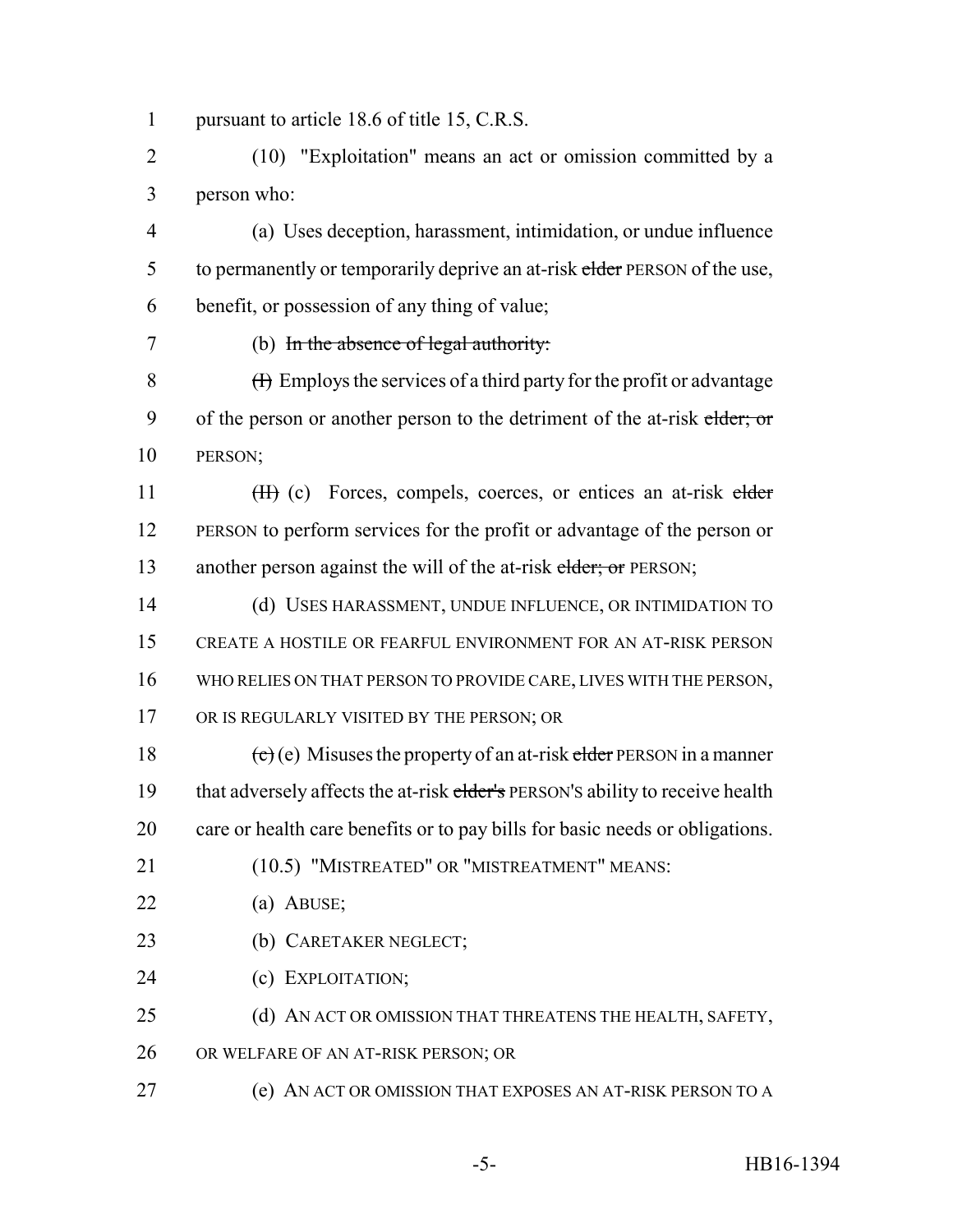pursuant to article 18.6 of title 15, C.R.S.

(10) "Exploitation" means an act or omission committed by a person who:

(a) Uses deception, harassment, intimidation, or undue influence to permanently or temporarily deprive an at-risk ~~elder~~ PERSON of the use, benefit, or possession of any thing of value;

(b) ~~In the absence of legal authority:~~

~~(I)~~ Employs the services of a third party for the profit or advantage of the person or another person to the detriment of the at-risk ~~elder; or~~ PERSON;

~~(II)~~ (c) Forces, compels, coerces, or entices an at-risk ~~elder~~ PERSON to perform services for the profit or advantage of the person or another person against the will of the at-risk ~~elder; or~~ PERSON;

(d) USES HARASSMENT, UNDUE INFLUENCE, OR INTIMIDATION TO CREATE A HOSTILE OR FEARFUL ENVIRONMENT FOR AN AT-RISK PERSON WHO RELIES ON THAT PERSON TO PROVIDE CARE, LIVES WITH THE PERSON, OR IS REGULARLY VISITED BY THE PERSON; OR

~~(c)~~ (e) Misuses the property of an at-risk ~~elder~~ PERSON in a manner that adversely affects the at-risk ~~elder's~~ PERSON'S ability to receive health care or health care benefits or to pay bills for basic needs or obligations.

(10.5) "MISTREATED" OR "MISTREATMENT" MEANS:

(a) ABUSE;

(b) CARETAKER NEGLECT;

(c) EXPLOITATION;

(d) AN ACT OR OMISSION THAT THREATENS THE HEALTH, SAFETY, OR WELFARE OF AN AT-RISK PERSON; OR

(e) AN ACT OR OMISSION THAT EXPOSES AN AT-RISK PERSON TO A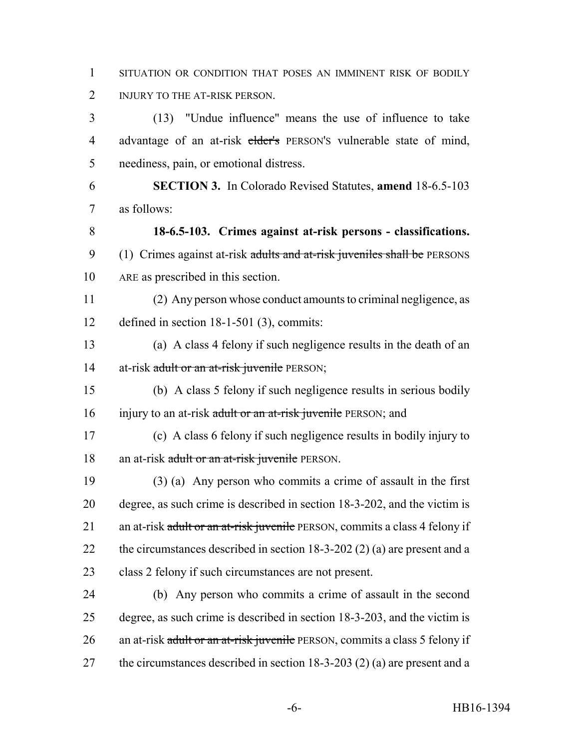SITUATION OR CONDITION THAT POSES AN IMMINENT RISK OF BODILY INJURY TO THE AT-RISK PERSON.

(13) "Undue influence" means the use of influence to take advantage of an at-risk ~~elder's~~ PERSON'S vulnerable state of mind, neediness, pain, or emotional distress.

**SECTION 3.** In Colorado Revised Statutes, **amend** 18-6.5-103 as follows:

**18-6.5-103. Crimes against at-risk persons - classifications.** (1) Crimes against at-risk ~~adults and at-risk juveniles shall be~~ PERSONS ARE as prescribed in this section.

(2) Any person whose conduct amounts to criminal negligence, as defined in section 18-1-501 (3), commits:

(a) A class 4 felony if such negligence results in the death of an at-risk ~~adult or an at-risk juvenile~~ PERSON;

(b) A class 5 felony if such negligence results in serious bodily injury to an at-risk ~~adult or an at-risk juvenile~~ PERSON; and

(c) A class 6 felony if such negligence results in bodily injury to an at-risk ~~adult or an at-risk juvenile~~ PERSON.

(3) (a) Any person who commits a crime of assault in the first degree, as such crime is described in section 18-3-202, and the victim is an at-risk ~~adult or an at-risk juvenile~~ PERSON, commits a class 4 felony if the circumstances described in section 18-3-202 (2) (a) are present and a class 2 felony if such circumstances are not present.

(b) Any person who commits a crime of assault in the second degree, as such crime is described in section 18-3-203, and the victim is an at-risk ~~adult or an at-risk juvenile~~ PERSON, commits a class 5 felony if the circumstances described in section 18-3-203 (2) (a) are present and a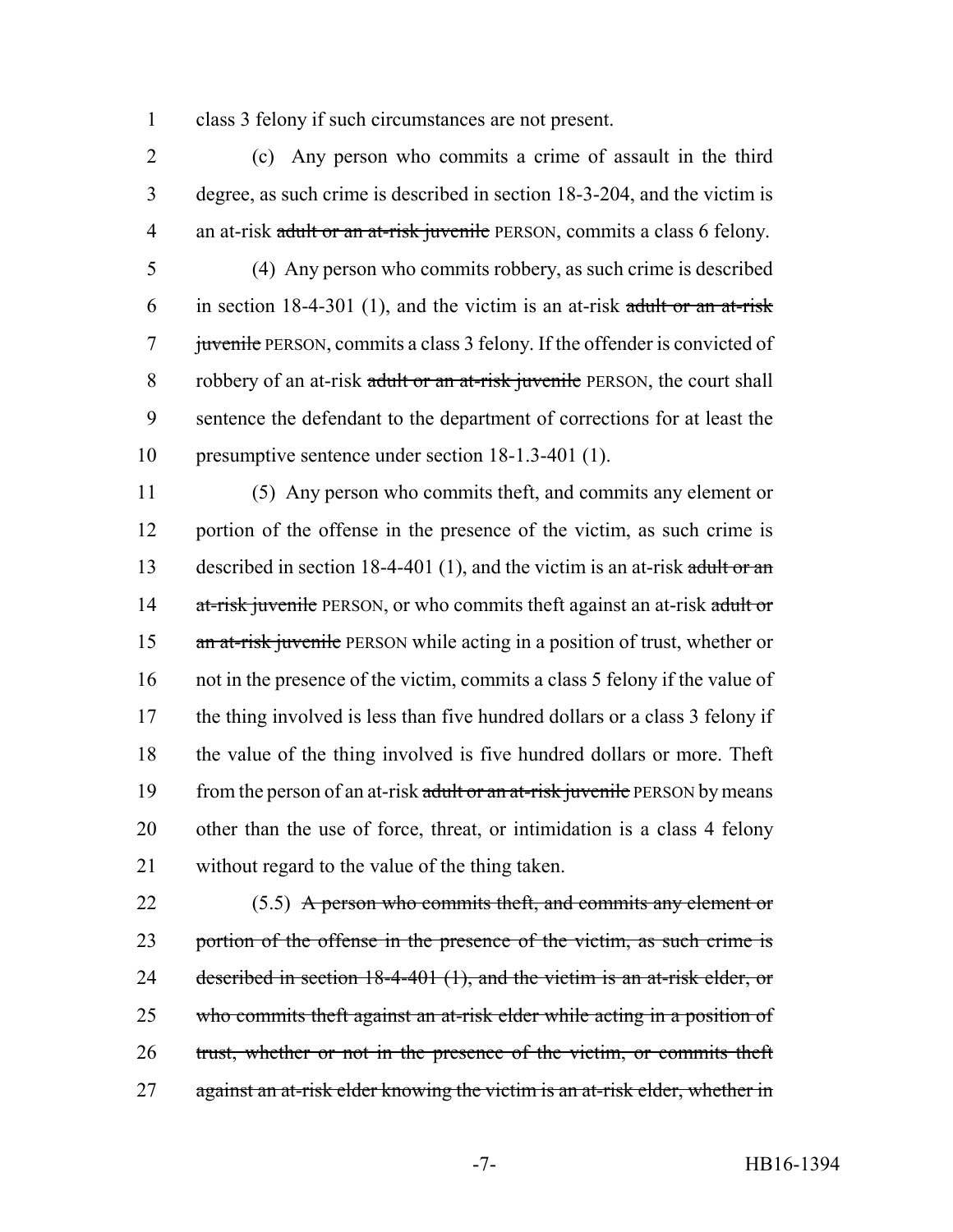class 3 felony if such circumstances are not present.

(c) Any person who commits a crime of assault in the third degree, as such crime is described in section 18-3-204, and the victim is an at-risk ~~adult or an at-risk juvenile~~ PERSON, commits a class 6 felony.

(4) Any person who commits robbery, as such crime is described in section 18-4-301 (1), and the victim is an at-risk ~~adult or an at-risk juvenile~~ PERSON, commits a class 3 felony. If the offender is convicted of robbery of an at-risk ~~adult or an at-risk juvenile~~ PERSON, the court shall sentence the defendant to the department of corrections for at least the presumptive sentence under section 18-1.3-401 (1).

(5) Any person who commits theft, and commits any element or portion of the offense in the presence of the victim, as such crime is described in section 18-4-401 (1), and the victim is an at-risk ~~adult or an at-risk juvenile~~ PERSON, or who commits theft against an at-risk ~~adult or an at-risk juvenile~~ PERSON while acting in a position of trust, whether or not in the presence of the victim, commits a class 5 felony if the value of the thing involved is less than five hundred dollars or a class 3 felony if the value of the thing involved is five hundred dollars or more. Theft from the person of an at-risk ~~adult or an at-risk juvenile~~ PERSON by means other than the use of force, threat, or intimidation is a class 4 felony without regard to the value of the thing taken.

(5.5) ~~A person who commits theft, and commits any element or portion of the offense in the presence of the victim, as such crime is described in section 18-4-401 (1), and the victim is an at-risk elder, or who commits theft against an at-risk elder while acting in a position of trust, whether or not in the presence of the victim, or commits theft against an at-risk elder knowing the victim is an at-risk elder, whether in~~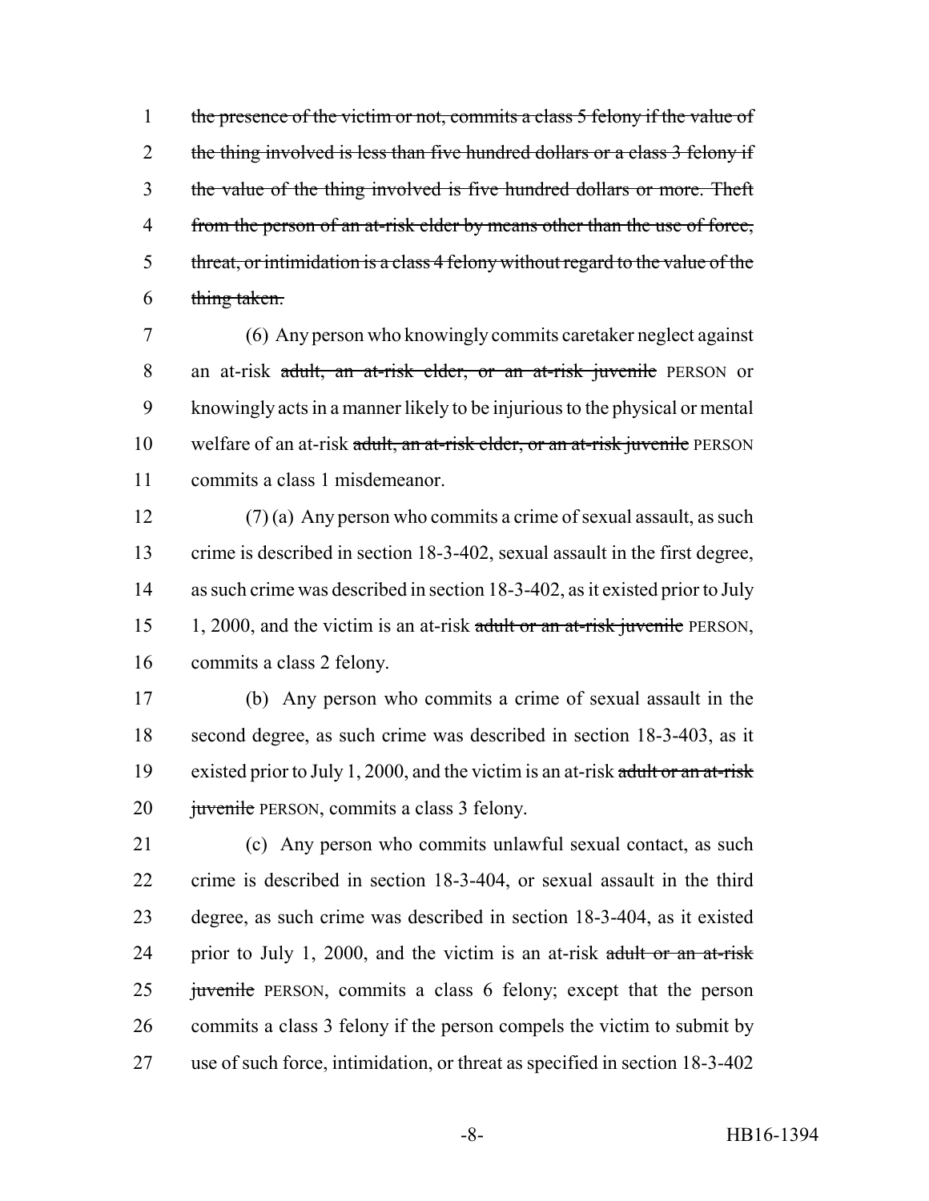~~the presence of the victim or not, commits a class 5 felony if the value of the thing involved is less than five hundred dollars or a class 3 felony if the value of the thing involved is five hundred dollars or more. Theft from the person of an at-risk elder by means other than the use of force, threat, or intimidation is a class 4 felony without regard to the value of the thing taken.~~

(6) Any person who knowingly commits caretaker neglect against an at-risk ~~adult, an at-risk elder, or an at-risk juvenile~~ PERSON or knowingly acts in a manner likely to be injurious to the physical or mental welfare of an at-risk ~~adult, an at-risk elder, or an at-risk juvenile~~ PERSON commits a class 1 misdemeanor.

(7) (a) Any person who commits a crime of sexual assault, as such crime is described in section 18-3-402, sexual assault in the first degree, as such crime was described in section 18-3-402, as it existed prior to July 1, 2000, and the victim is an at-risk ~~adult or an at-risk juvenile~~ PERSON, commits a class 2 felony.

(b) Any person who commits a crime of sexual assault in the second degree, as such crime was described in section 18-3-403, as it existed prior to July 1, 2000, and the victim is an at-risk ~~adult or an at-risk juvenile~~ PERSON, commits a class 3 felony.

(c) Any person who commits unlawful sexual contact, as such crime is described in section 18-3-404, or sexual assault in the third degree, as such crime was described in section 18-3-404, as it existed prior to July 1, 2000, and the victim is an at-risk ~~adult or an at-risk juvenile~~ PERSON, commits a class 6 felony; except that the person commits a class 3 felony if the person compels the victim to submit by use of such force, intimidation, or threat as specified in section 18-3-402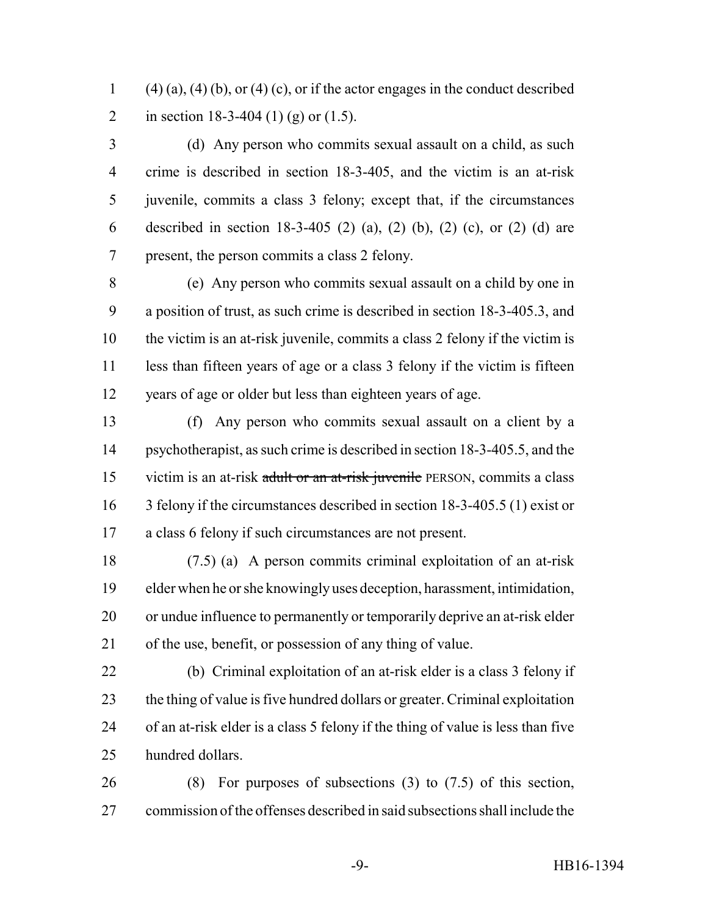(4) (a), (4) (b), or (4) (c), or if the actor engages in the conduct described in section 18-3-404 (1) (g) or (1.5).

(d) Any person who commits sexual assault on a child, as such crime is described in section 18-3-405, and the victim is an at-risk juvenile, commits a class 3 felony; except that, if the circumstances described in section 18-3-405 (2) (a), (2) (b), (2) (c), or (2) (d) are present, the person commits a class 2 felony.

(e) Any person who commits sexual assault on a child by one in a position of trust, as such crime is described in section 18-3-405.3, and the victim is an at-risk juvenile, commits a class 2 felony if the victim is less than fifteen years of age or a class 3 felony if the victim is fifteen years of age or older but less than eighteen years of age.

(f) Any person who commits sexual assault on a client by a psychotherapist, as such crime is described in section 18-3-405.5, and the victim is an at-risk ~~adult or an at-risk juvenile~~ PERSON, commits a class 3 felony if the circumstances described in section 18-3-405.5 (1) exist or a class 6 felony if such circumstances are not present.

(7.5) (a) A person commits criminal exploitation of an at-risk elder when he or she knowingly uses deception, harassment, intimidation, or undue influence to permanently or temporarily deprive an at-risk elder of the use, benefit, or possession of any thing of value.

(b) Criminal exploitation of an at-risk elder is a class 3 felony if the thing of value is five hundred dollars or greater. Criminal exploitation of an at-risk elder is a class 5 felony if the thing of value is less than five hundred dollars.

(8) For purposes of subsections (3) to (7.5) of this section, commission of the offenses described in said subsections shall include the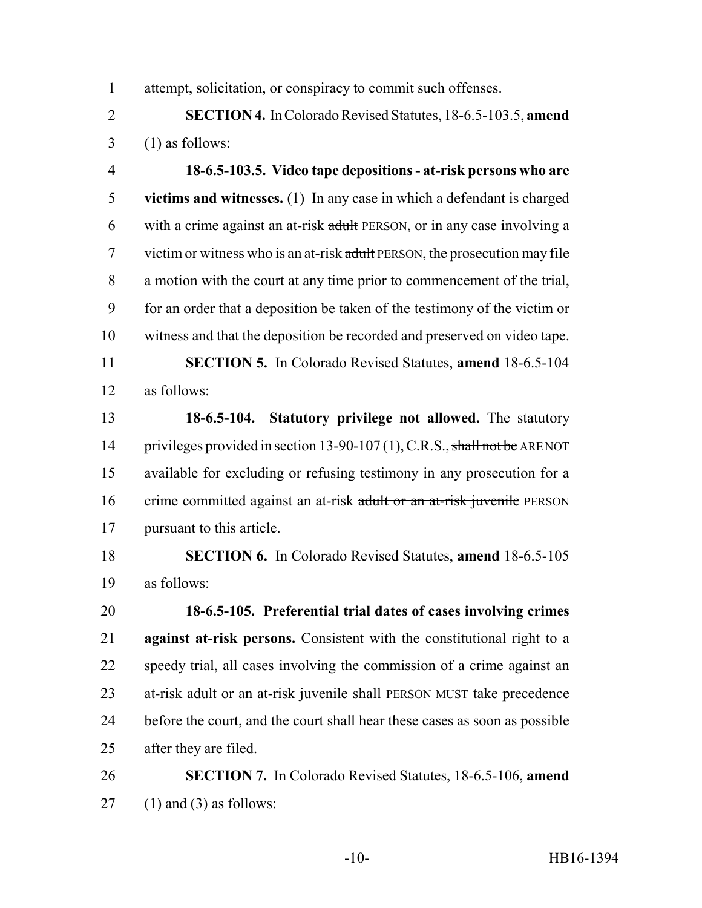attempt, solicitation, or conspiracy to commit such offenses.

**SECTION 4.** In Colorado Revised Statutes, 18-6.5-103.5, **amend** (1) as follows:

**18-6.5-103.5. Video tape depositions - at-risk persons who are victims and witnesses.** (1) In any case in which a defendant is charged with a crime against an at-risk ~~adult~~ PERSON, or in any case involving a victim or witness who is an at-risk ~~adult~~ PERSON, the prosecution may file a motion with the court at any time prior to commencement of the trial, for an order that a deposition be taken of the testimony of the victim or witness and that the deposition be recorded and preserved on video tape.

**SECTION 5.** In Colorado Revised Statutes, **amend** 18-6.5-104 as follows:

**18-6.5-104. Statutory privilege not allowed.** The statutory privileges provided in section 13-90-107 (1), C.R.S., ~~shall not be~~ ARE NOT available for excluding or refusing testimony in any prosecution for a crime committed against an at-risk ~~adult or an at-risk juvenile~~ PERSON pursuant to this article.

**SECTION 6.** In Colorado Revised Statutes, **amend** 18-6.5-105 as follows:

**18-6.5-105. Preferential trial dates of cases involving crimes against at-risk persons.** Consistent with the constitutional right to a speedy trial, all cases involving the commission of a crime against an at-risk ~~adult or an at-risk juvenile shall~~ PERSON MUST take precedence before the court, and the court shall hear these cases as soon as possible after they are filed.

**SECTION 7.** In Colorado Revised Statutes, 18-6.5-106, **amend** (1) and (3) as follows: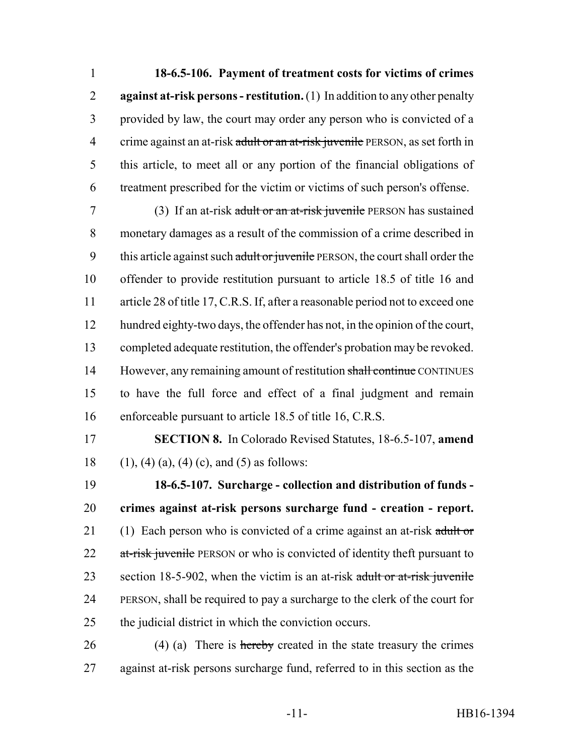**18-6.5-106. Payment of treatment costs for victims of crimes against at-risk persons - restitution.** (1) In addition to any other penalty provided by law, the court may order any person who is convicted of a crime against an at-risk ~~adult or an at-risk juvenile~~ PERSON, as set forth in this article, to meet all or any portion of the financial obligations of treatment prescribed for the victim or victims of such person's offense.

(3) If an at-risk ~~adult or an at-risk juvenile~~ PERSON has sustained monetary damages as a result of the commission of a crime described in this article against such ~~adult or juvenile~~ PERSON, the court shall order the offender to provide restitution pursuant to article 18.5 of title 16 and article 28 of title 17, C.R.S. If, after a reasonable period not to exceed one hundred eighty-two days, the offender has not, in the opinion of the court, completed adequate restitution, the offender's probation may be revoked. However, any remaining amount of restitution ~~shall continue~~ CONTINUES to have the full force and effect of a final judgment and remain enforceable pursuant to article 18.5 of title 16, C.R.S.

**SECTION 8.** In Colorado Revised Statutes, 18-6.5-107, **amend** (1), (4) (a), (4) (c), and (5) as follows:

**18-6.5-107. Surcharge - collection and distribution of funds - crimes against at-risk persons surcharge fund - creation - report.** (1) Each person who is convicted of a crime against an at-risk ~~adult or at-risk juvenile~~ PERSON or who is convicted of identity theft pursuant to section 18-5-902, when the victim is an at-risk ~~adult or at-risk juvenile~~ PERSON, shall be required to pay a surcharge to the clerk of the court for the judicial district in which the conviction occurs.

(4) (a) There is ~~hereby~~ created in the state treasury the crimes against at-risk persons surcharge fund, referred to in this section as the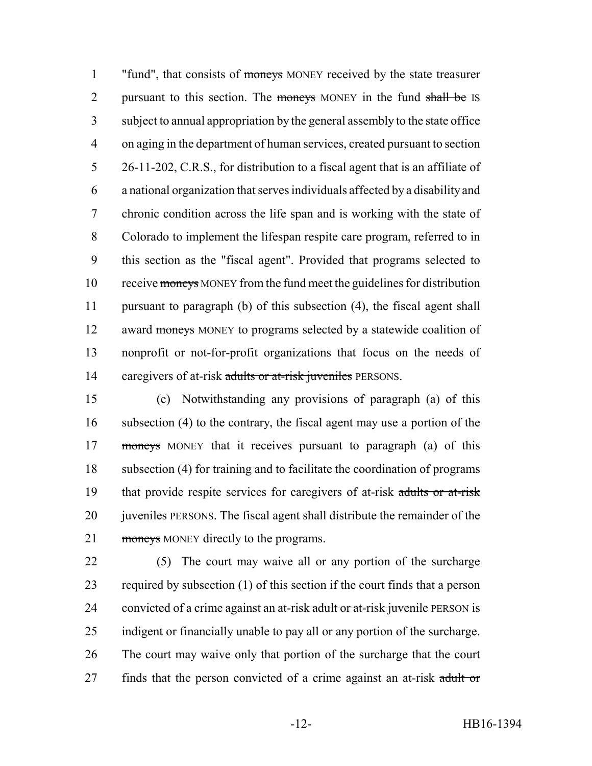"fund", that consists of ~~moneys~~ MONEY received by the state treasurer pursuant to this section. The ~~moneys~~ MONEY in the fund ~~shall be~~ IS subject to annual appropriation by the general assembly to the state office on aging in the department of human services, created pursuant to section 26-11-202, C.R.S., for distribution to a fiscal agent that is an affiliate of a national organization that serves individuals affected by a disability and chronic condition across the life span and is working with the state of Colorado to implement the lifespan respite care program, referred to in this section as the "fiscal agent". Provided that programs selected to receive ~~moneys~~ MONEY from the fund meet the guidelines for distribution pursuant to paragraph (b) of this subsection (4), the fiscal agent shall award ~~moneys~~ MONEY to programs selected by a statewide coalition of nonprofit or not-for-profit organizations that focus on the needs of caregivers of at-risk ~~adults or at-risk juveniles~~ PERSONS.

(c) Notwithstanding any provisions of paragraph (a) of this subsection (4) to the contrary, the fiscal agent may use a portion of the ~~moneys~~ MONEY that it receives pursuant to paragraph (a) of this subsection (4) for training and to facilitate the coordination of programs that provide respite services for caregivers of at-risk ~~adults or at-risk juveniles~~ PERSONS. The fiscal agent shall distribute the remainder of the ~~moneys~~ MONEY directly to the programs.

(5) The court may waive all or any portion of the surcharge required by subsection (1) of this section if the court finds that a person convicted of a crime against an at-risk ~~adult or at-risk juvenile~~ PERSON is indigent or financially unable to pay all or any portion of the surcharge. The court may waive only that portion of the surcharge that the court finds that the person convicted of a crime against an at-risk ~~adult or~~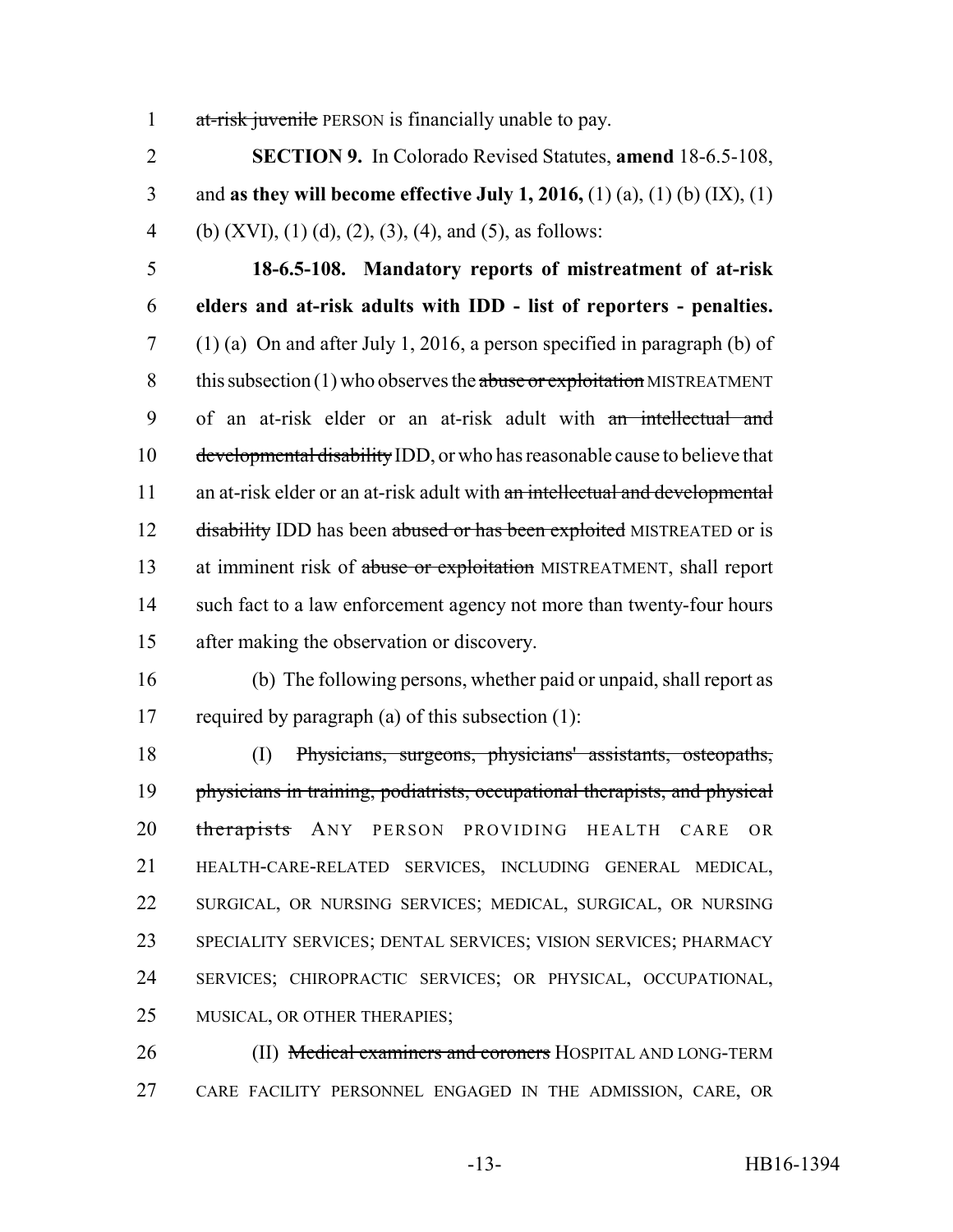at-risk juvenile PERSON is financially unable to pay.

**SECTION 9.** In Colorado Revised Statutes, **amend** 18-6.5-108, and **as they will become effective July 1, 2016,** (1) (a), (1) (b) (IX), (1) (b) (XVI), (1) (d), (2), (3), (4), and (5), as follows:

**18-6.5-108. Mandatory reports of mistreatment of at-risk elders and at-risk adults with IDD - list of reporters - penalties.** (1) (a) On and after July 1, 2016, a person specified in paragraph (b) of this subsection (1) who observes the abuse or exploitation MISTREATMENT of an at-risk elder or an at-risk adult with an intellectual and developmental disability IDD, or who has reasonable cause to believe that an at-risk elder or an at-risk adult with an intellectual and developmental disability IDD has been abused or has been exploited MISTREATED or is at imminent risk of abuse or exploitation MISTREATMENT, shall report such fact to a law enforcement agency not more than twenty-four hours after making the observation or discovery.

(b) The following persons, whether paid or unpaid, shall report as required by paragraph (a) of this subsection (1):

(I) Physicians, surgeons, physicians' assistants, osteopaths, physicians in training, podiatrists, occupational therapists, and physical therapists ANY PERSON PROVIDING HEALTH CARE OR HEALTH-CARE-RELATED SERVICES, INCLUDING GENERAL MEDICAL, SURGICAL, OR NURSING SERVICES; MEDICAL, SURGICAL, OR NURSING SPECIALITY SERVICES; DENTAL SERVICES; VISION SERVICES; PHARMACY SERVICES; CHIROPRACTIC SERVICES; OR PHYSICAL, OCCUPATIONAL, MUSICAL, OR OTHER THERAPIES;

(II) Medical examiners and coroners HOSPITAL AND LONG-TERM CARE FACILITY PERSONNEL ENGAGED IN THE ADMISSION, CARE, OR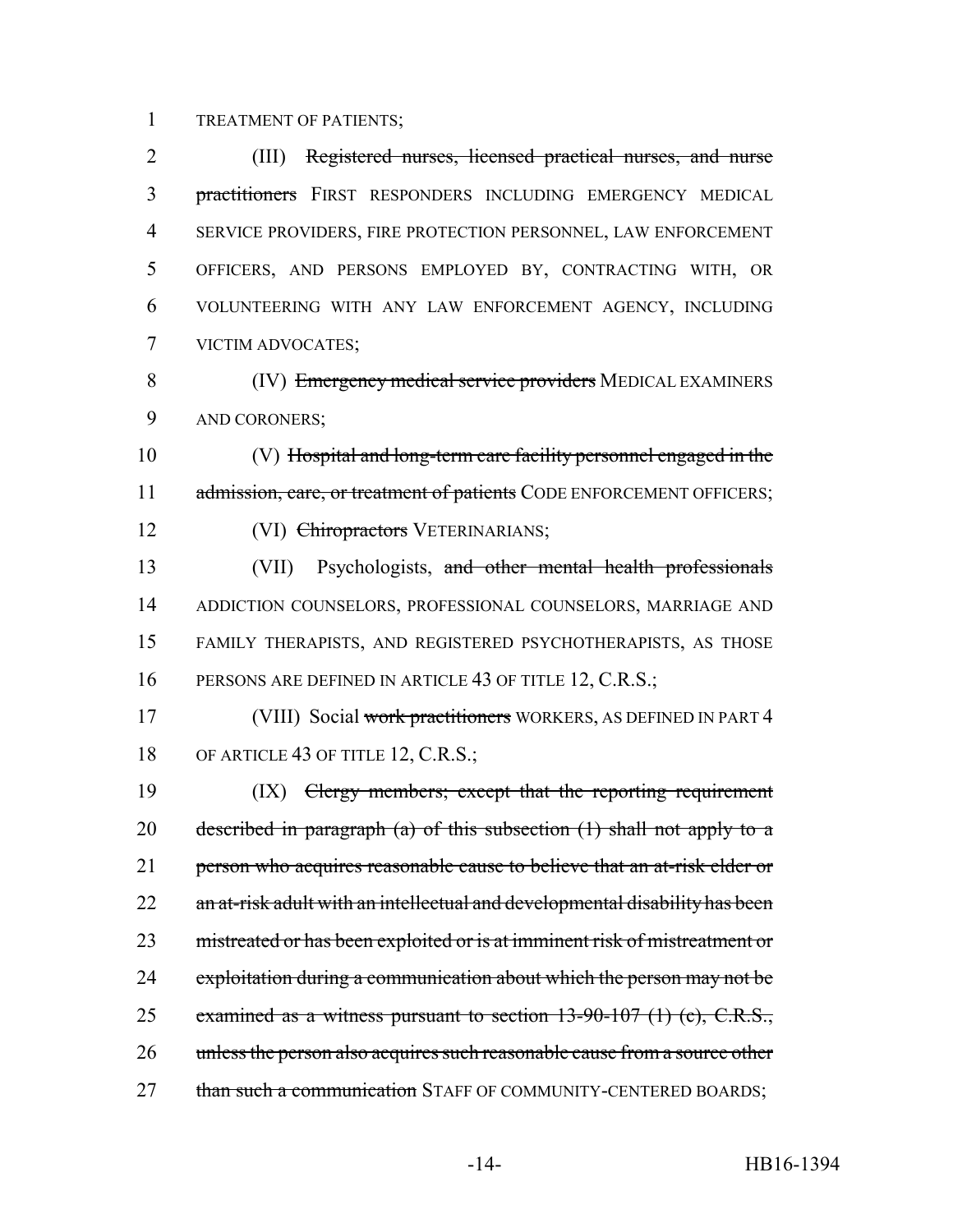TREATMENT OF PATIENTS;

(III) ~~Registered nurses, licensed practical nurses, and nurse practitioners~~ FIRST RESPONDERS INCLUDING EMERGENCY MEDICAL SERVICE PROVIDERS, FIRE PROTECTION PERSONNEL, LAW ENFORCEMENT OFFICERS, AND PERSONS EMPLOYED BY, CONTRACTING WITH, OR VOLUNTEERING WITH ANY LAW ENFORCEMENT AGENCY, INCLUDING VICTIM ADVOCATES;

(IV) ~~Emergency medical service providers~~ MEDICAL EXAMINERS AND CORONERS;

(V) ~~Hospital and long-term care facility personnel engaged in the admission, care, or treatment of patients~~ CODE ENFORCEMENT OFFICERS;

(VI) ~~Chiropractors~~ VETERINARIANS;

(VII) Psychologists, ~~and other mental health professionals~~ ADDICTION COUNSELORS, PROFESSIONAL COUNSELORS, MARRIAGE AND FAMILY THERAPISTS, AND REGISTERED PSYCHOTHERAPISTS, AS THOSE PERSONS ARE DEFINED IN ARTICLE 43 OF TITLE 12, C.R.S.;

(VIII) Social ~~work practitioners~~ WORKERS, AS DEFINED IN PART 4 OF ARTICLE 43 OF TITLE 12, C.R.S.;

(IX) ~~Clergy members; except that the reporting requirement described in paragraph (a) of this subsection (1) shall not apply to a person who acquires reasonable cause to believe that an at-risk elder or an at-risk adult with an intellectual and developmental disability has been mistreated or has been exploited or is at imminent risk of mistreatment or exploitation during a communication about which the person may not be examined as a witness pursuant to section 13-90-107 (1) (c), C.R.S., unless the person also acquires such reasonable cause from a source other than such a communication~~ STAFF OF COMMUNITY-CENTERED BOARDS;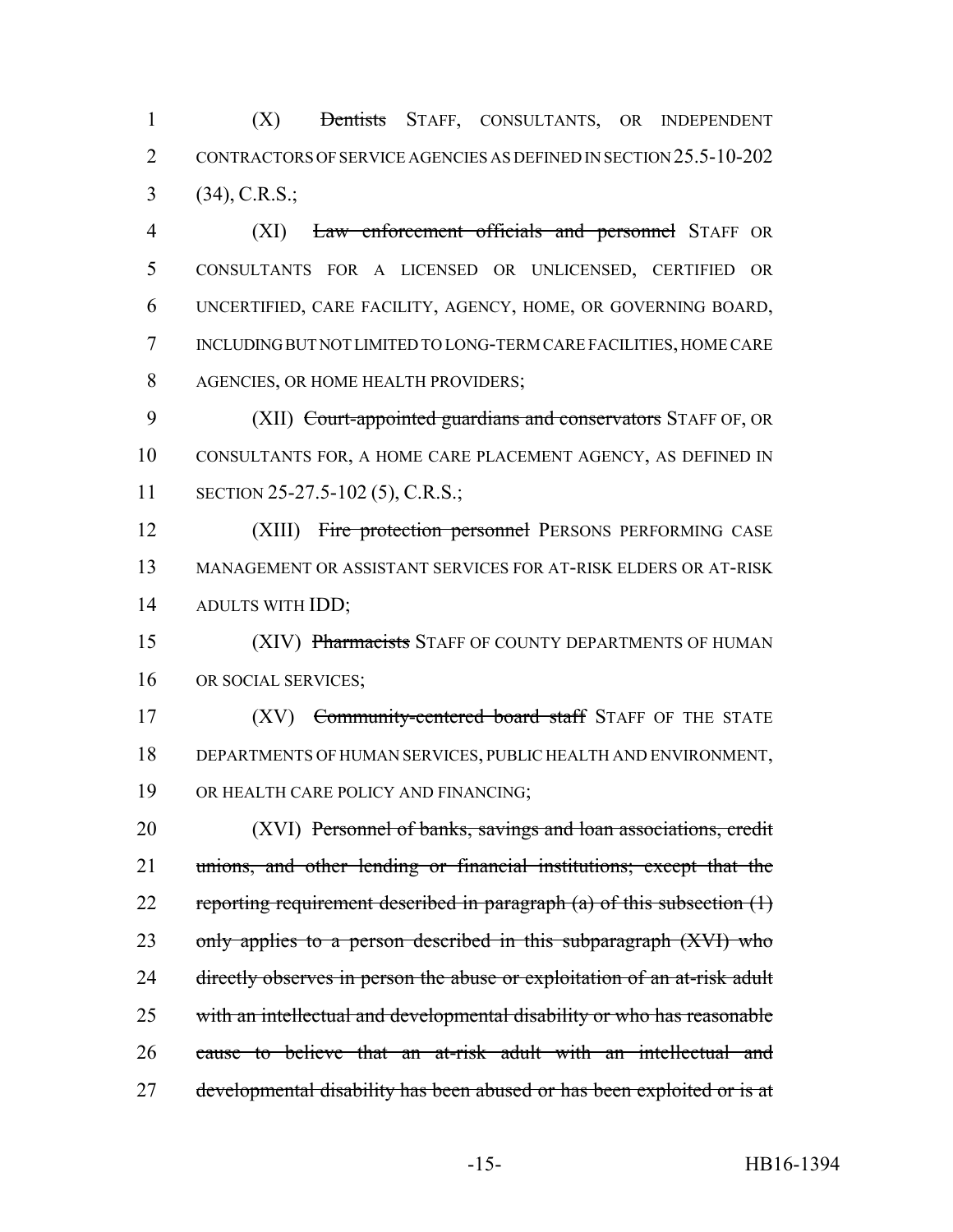(X) ~~Dentists~~ STAFF, CONSULTANTS, OR INDEPENDENT CONTRACTORS OF SERVICE AGENCIES AS DEFINED IN SECTION 25.5-10-202 (34), C.R.S.;

(XI) ~~Law enforcement officials and personnel~~ STAFF OR CONSULTANTS FOR A LICENSED OR UNLICENSED, CERTIFIED OR UNCERTIFIED, CARE FACILITY, AGENCY, HOME, OR GOVERNING BOARD, INCLUDING BUT NOT LIMITED TO LONG-TERM CARE FACILITIES, HOME CARE AGENCIES, OR HOME HEALTH PROVIDERS;

(XII) ~~Court-appointed guardians and conservators~~ STAFF OF, OR CONSULTANTS FOR, A HOME CARE PLACEMENT AGENCY, AS DEFINED IN SECTION 25-27.5-102 (5), C.R.S.;

(XIII) ~~Fire protection personnel~~ PERSONS PERFORMING CASE MANAGEMENT OR ASSISTANT SERVICES FOR AT-RISK ELDERS OR AT-RISK ADULTS WITH IDD;

(XIV) ~~Pharmacists~~ STAFF OF COUNTY DEPARTMENTS OF HUMAN OR SOCIAL SERVICES;

(XV) ~~Community-centered board staff~~ STAFF OF THE STATE DEPARTMENTS OF HUMAN SERVICES, PUBLIC HEALTH AND ENVIRONMENT, OR HEALTH CARE POLICY AND FINANCING;

(XVI) ~~Personnel of banks, savings and loan associations, credit unions, and other lending or financial institutions; except that the reporting requirement described in paragraph (a) of this subsection (1) only applies to a person described in this subparagraph (XVI) who directly observes in person the abuse or exploitation of an at-risk adult with an intellectual and developmental disability or who has reasonable cause to believe that an at-risk adult with an intellectual and developmental disability has been abused or has been exploited or is at~~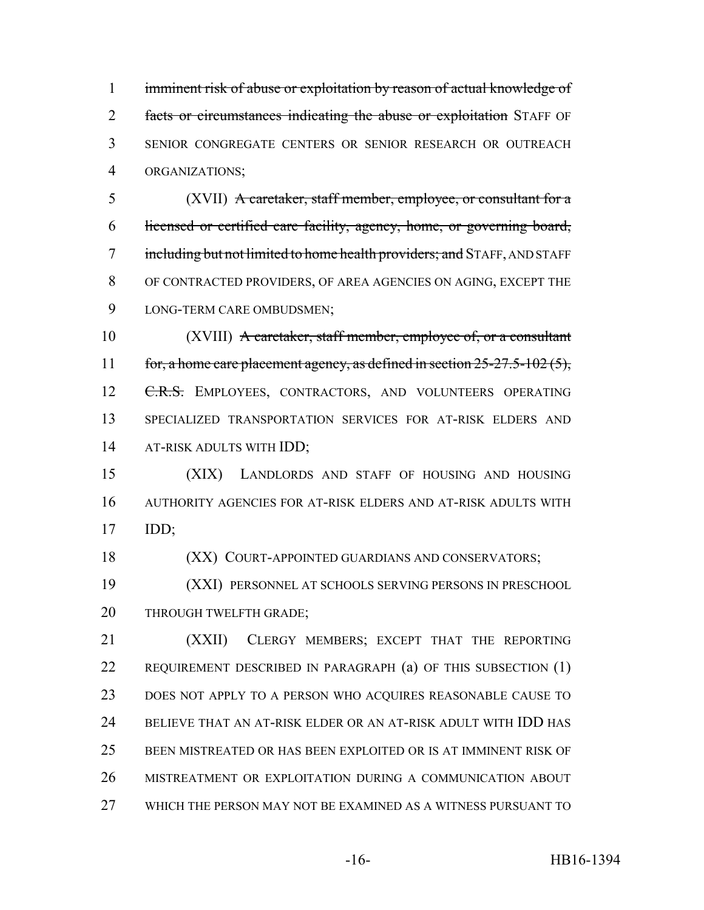imminent risk of abuse or exploitation by reason of actual knowledge of facts or circumstances indicating the abuse or exploitation STAFF OF SENIOR CONGREGATE CENTERS OR SENIOR RESEARCH OR OUTREACH ORGANIZATIONS;

(XVII) A caretaker, staff member, employee, or consultant for a licensed or certified care facility, agency, home, or governing board, including but not limited to home health providers; and STAFF, AND STAFF OF CONTRACTED PROVIDERS, OF AREA AGENCIES ON AGING, EXCEPT THE LONG-TERM CARE OMBUDSMEN;

(XVIII) A caretaker, staff member, employee of, or a consultant for, a home care placement agency, as defined in section 25-27.5-102 (5), C.R.S. EMPLOYEES, CONTRACTORS, AND VOLUNTEERS OPERATING SPECIALIZED TRANSPORTATION SERVICES FOR AT-RISK ELDERS AND AT-RISK ADULTS WITH IDD;

(XIX) LANDLORDS AND STAFF OF HOUSING AND HOUSING AUTHORITY AGENCIES FOR AT-RISK ELDERS AND AT-RISK ADULTS WITH IDD;

(XX) COURT-APPOINTED GUARDIANS AND CONSERVATORS;

(XXI) PERSONNEL AT SCHOOLS SERVING PERSONS IN PRESCHOOL THROUGH TWELFTH GRADE;

(XXII) CLERGY MEMBERS; EXCEPT THAT THE REPORTING REQUIREMENT DESCRIBED IN PARAGRAPH (a) OF THIS SUBSECTION (1) DOES NOT APPLY TO A PERSON WHO ACQUIRES REASONABLE CAUSE TO BELIEVE THAT AN AT-RISK ELDER OR AN AT-RISK ADULT WITH IDD HAS BEEN MISTREATED OR HAS BEEN EXPLOITED OR IS AT IMMINENT RISK OF MISTREATMENT OR EXPLOITATION DURING A COMMUNICATION ABOUT WHICH THE PERSON MAY NOT BE EXAMINED AS A WITNESS PURSUANT TO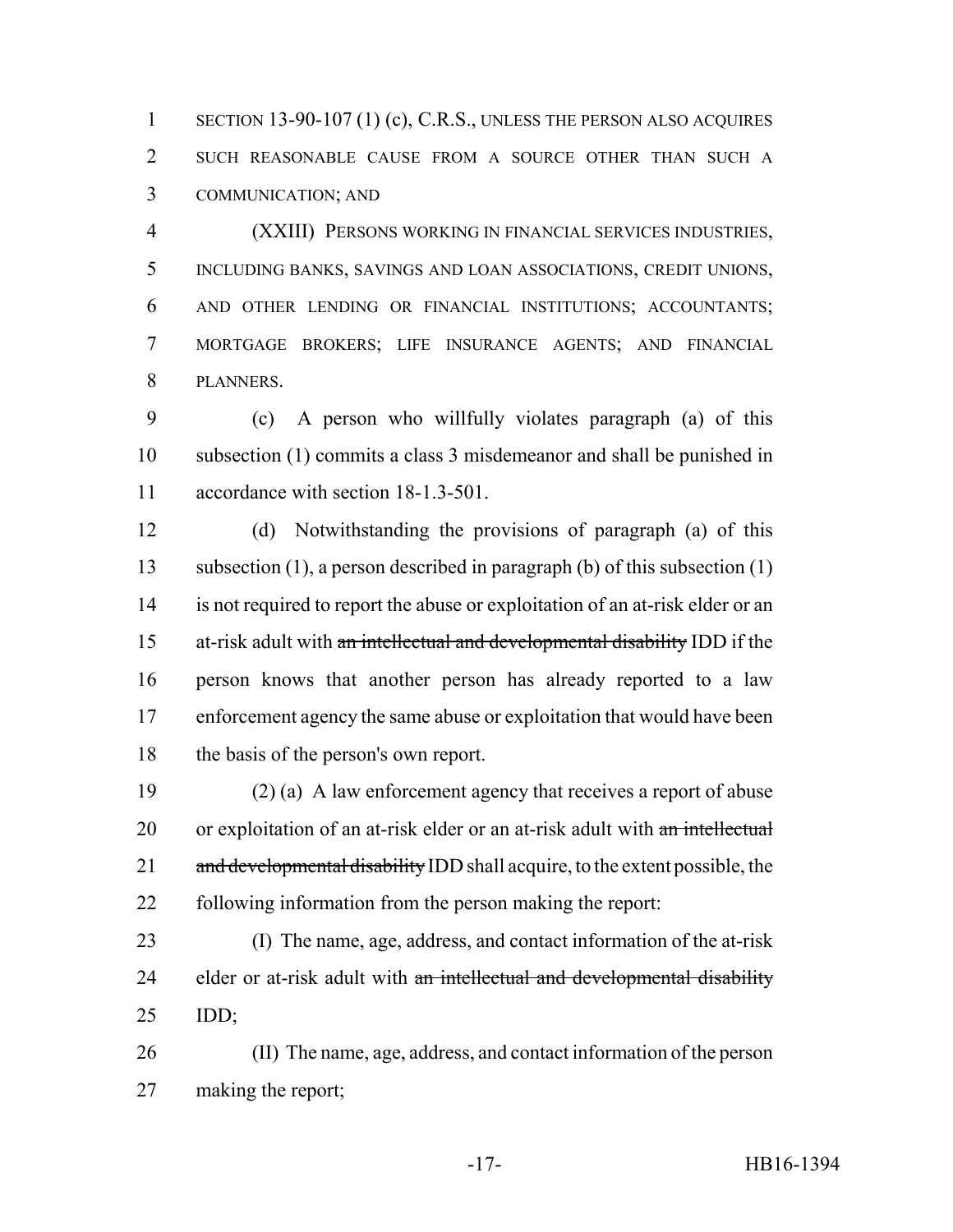SECTION 13-90-107 (1) (c), C.R.S., UNLESS THE PERSON ALSO ACQUIRES SUCH REASONABLE CAUSE FROM A SOURCE OTHER THAN SUCH A COMMUNICATION; AND

(XXIII) PERSONS WORKING IN FINANCIAL SERVICES INDUSTRIES, INCLUDING BANKS, SAVINGS AND LOAN ASSOCIATIONS, CREDIT UNIONS, AND OTHER LENDING OR FINANCIAL INSTITUTIONS; ACCOUNTANTS; MORTGAGE BROKERS; LIFE INSURANCE AGENTS; AND FINANCIAL PLANNERS.

(c) A person who willfully violates paragraph (a) of this subsection (1) commits a class 3 misdemeanor and shall be punished in accordance with section 18-1.3-501.

(d) Notwithstanding the provisions of paragraph (a) of this subsection (1), a person described in paragraph (b) of this subsection (1) is not required to report the abuse or exploitation of an at-risk elder or an at-risk adult with ~~an intellectual and developmental disability~~ IDD if the person knows that another person has already reported to a law enforcement agency the same abuse or exploitation that would have been the basis of the person's own report.

(2) (a) A law enforcement agency that receives a report of abuse or exploitation of an at-risk elder or an at-risk adult with ~~an intellectual and developmental disability~~ IDD shall acquire, to the extent possible, the following information from the person making the report:

(I) The name, age, address, and contact information of the at-risk elder or at-risk adult with ~~an intellectual and developmental disability~~ IDD;

(II) The name, age, address, and contact information of the person making the report;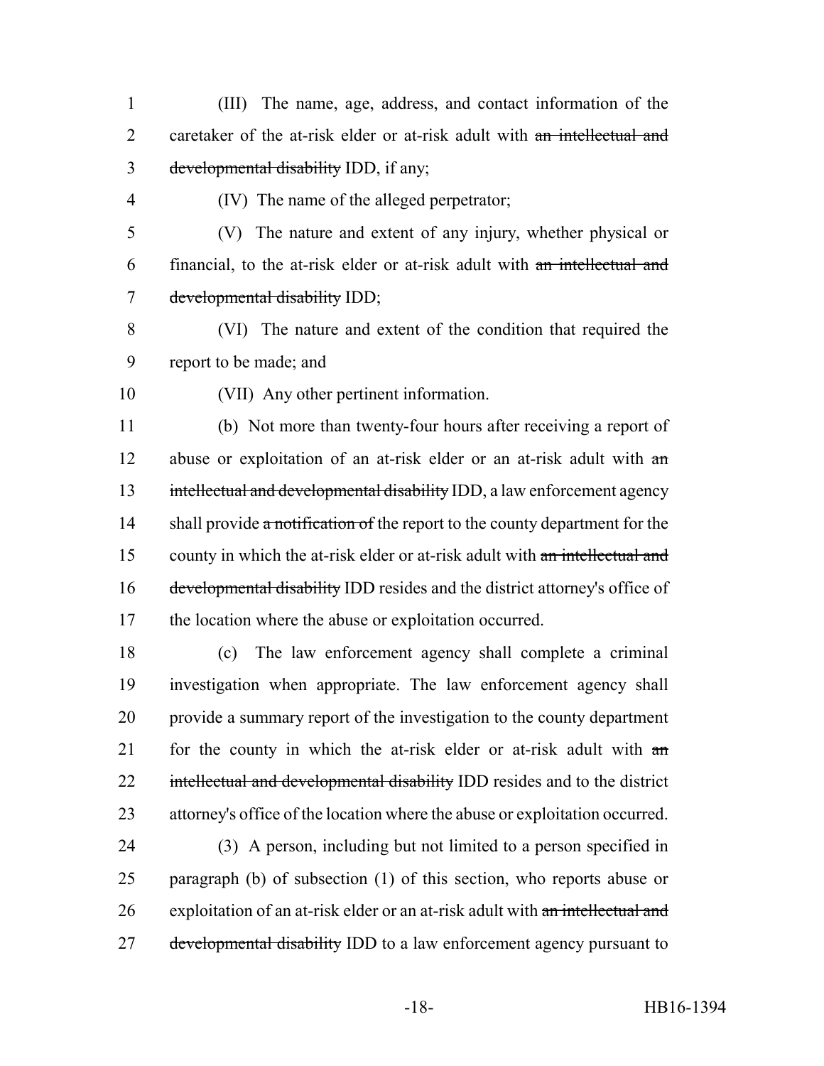(III) The name, age, address, and contact information of the caretaker of the at-risk elder or at-risk adult with ~~an intellectual and developmental disability~~ IDD, if any;

(IV) The name of the alleged perpetrator;

(V) The nature and extent of any injury, whether physical or financial, to the at-risk elder or at-risk adult with ~~an intellectual and developmental disability~~ IDD;

(VI) The nature and extent of the condition that required the report to be made; and

(VII) Any other pertinent information.

(b) Not more than twenty-four hours after receiving a report of abuse or exploitation of an at-risk elder or an at-risk adult with ~~an intellectual and developmental disability~~ IDD, a law enforcement agency shall provide ~~a notification of~~ the report to the county department for the county in which the at-risk elder or at-risk adult with ~~an intellectual and developmental disability~~ IDD resides and the district attorney's office of the location where the abuse or exploitation occurred.

(c) The law enforcement agency shall complete a criminal investigation when appropriate. The law enforcement agency shall provide a summary report of the investigation to the county department for the county in which the at-risk elder or at-risk adult with ~~an intellectual and developmental disability~~ IDD resides and to the district attorney's office of the location where the abuse or exploitation occurred.

(3) A person, including but not limited to a person specified in paragraph (b) of subsection (1) of this section, who reports abuse or exploitation of an at-risk elder or an at-risk adult with ~~an intellectual and developmental disability~~ IDD to a law enforcement agency pursuant to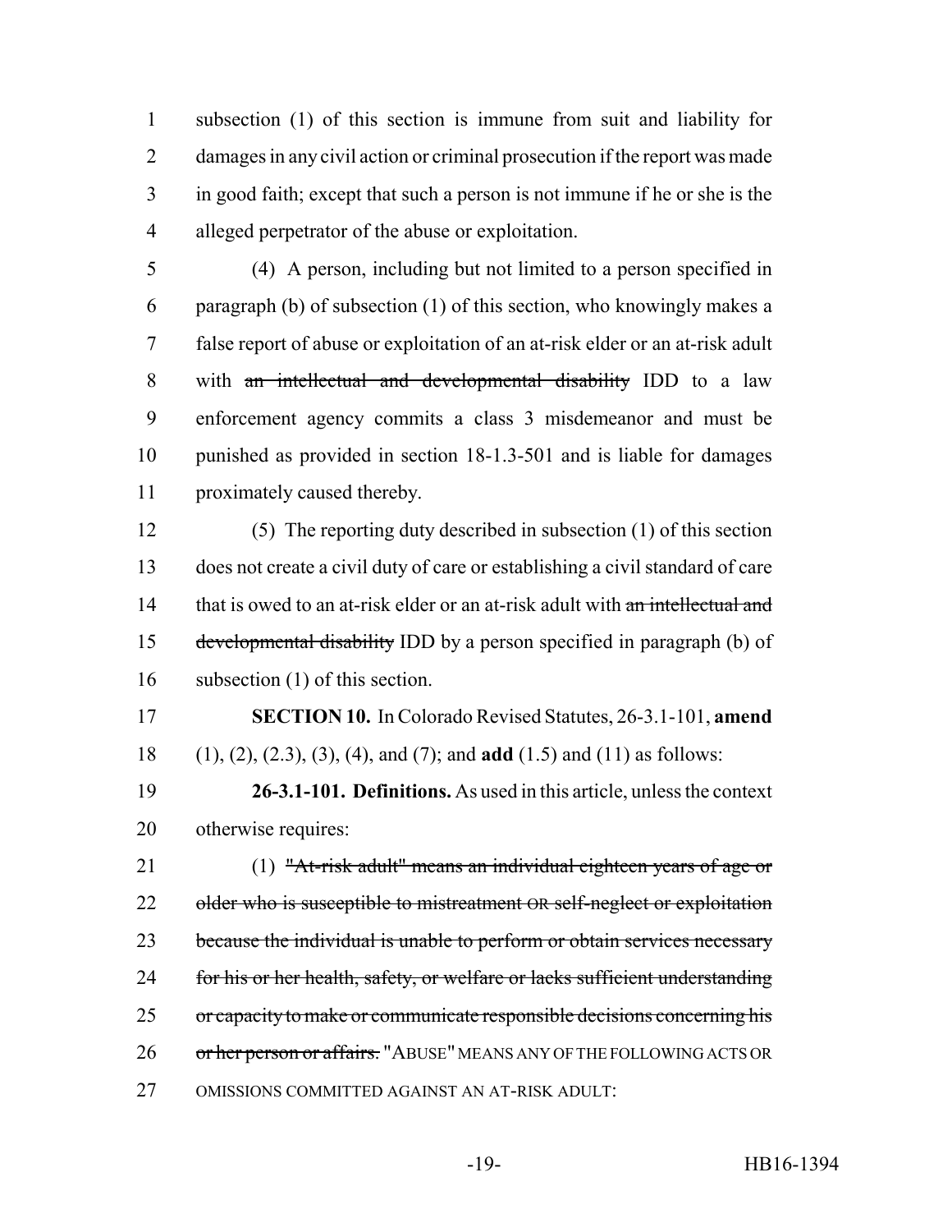subsection (1) of this section is immune from suit and liability for damages in any civil action or criminal prosecution if the report was made in good faith; except that such a person is not immune if he or she is the alleged perpetrator of the abuse or exploitation.

(4) A person, including but not limited to a person specified in paragraph (b) of subsection (1) of this section, who knowingly makes a false report of abuse or exploitation of an at-risk elder or an at-risk adult with ~~an intellectual and developmental disability~~ IDD to a law enforcement agency commits a class 3 misdemeanor and must be punished as provided in section 18-1.3-501 and is liable for damages proximately caused thereby.

(5) The reporting duty described in subsection (1) of this section does not create a civil duty of care or establishing a civil standard of care that is owed to an at-risk elder or an at-risk adult with ~~an intellectual and developmental disability~~ IDD by a person specified in paragraph (b) of subsection (1) of this section.

**SECTION 10.** In Colorado Revised Statutes, 26-3.1-101, **amend** (1), (2), (2.3), (3), (4), and (7); and **add** (1.5) and (11) as follows:

**26-3.1-101. Definitions.** As used in this article, unless the context otherwise requires:

(1) ~~"At-risk adult" means an individual eighteen years of age or older who is susceptible to mistreatment OR self-neglect or exploitation because the individual is unable to perform or obtain services necessary for his or her health, safety, or welfare or lacks sufficient understanding or capacity to make or communicate responsible decisions concerning his or her person or affairs.~~ "ABUSE" MEANS ANY OF THE FOLLOWING ACTS OR OMISSIONS COMMITTED AGAINST AN AT-RISK ADULT: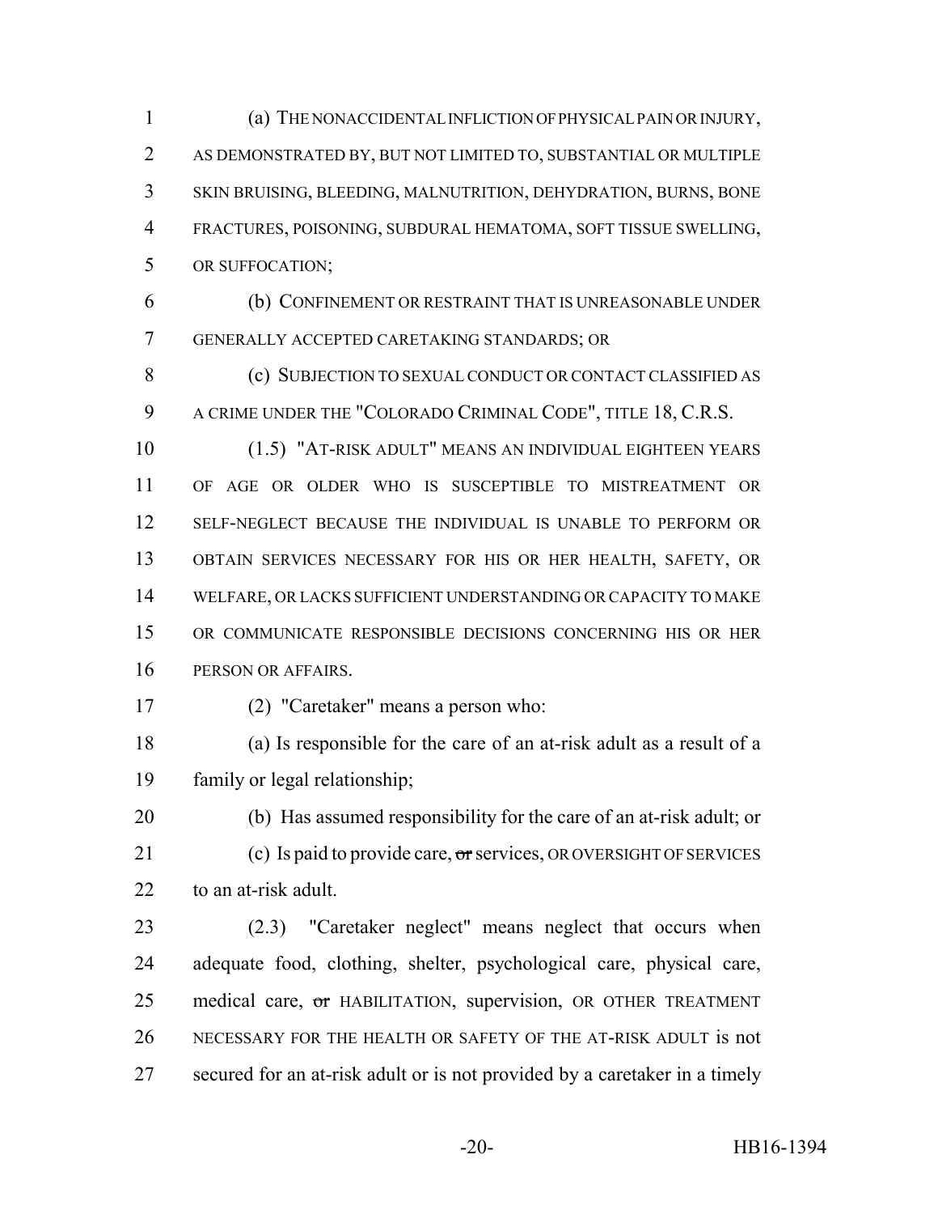(a) THE NONACCIDENTAL INFLICTION OF PHYSICAL PAIN OR INJURY, AS DEMONSTRATED BY, BUT NOT LIMITED TO, SUBSTANTIAL OR MULTIPLE SKIN BRUISING, BLEEDING, MALNUTRITION, DEHYDRATION, BURNS, BONE FRACTURES, POISONING, SUBDURAL HEMATOMA, SOFT TISSUE SWELLING, OR SUFFOCATION;

(b) CONFINEMENT OR RESTRAINT THAT IS UNREASONABLE UNDER GENERALLY ACCEPTED CARETAKING STANDARDS; OR

(c) SUBJECTION TO SEXUAL CONDUCT OR CONTACT CLASSIFIED AS A CRIME UNDER THE "COLORADO CRIMINAL CODE", TITLE 18, C.R.S.

(1.5) "AT-RISK ADULT" MEANS AN INDIVIDUAL EIGHTEEN YEARS OF AGE OR OLDER WHO IS SUSCEPTIBLE TO MISTREATMENT OR SELF-NEGLECT BECAUSE THE INDIVIDUAL IS UNABLE TO PERFORM OR OBTAIN SERVICES NECESSARY FOR HIS OR HER HEALTH, SAFETY, OR WELFARE, OR LACKS SUFFICIENT UNDERSTANDING OR CAPACITY TO MAKE OR COMMUNICATE RESPONSIBLE DECISIONS CONCERNING HIS OR HER PERSON OR AFFAIRS.

(2) "Caretaker" means a person who:

(a) Is responsible for the care of an at-risk adult as a result of a family or legal relationship;

(b) Has assumed responsibility for the care of an at-risk adult; or

(c) Is paid to provide care, ~~or~~ services, OR OVERSIGHT OF SERVICES to an at-risk adult.

(2.3) "Caretaker neglect" means neglect that occurs when adequate food, clothing, shelter, psychological care, physical care, medical care, ~~or~~ HABILITATION, supervision, OR OTHER TREATMENT NECESSARY FOR THE HEALTH OR SAFETY OF THE AT-RISK ADULT is not secured for an at-risk adult or is not provided by a caretaker in a timely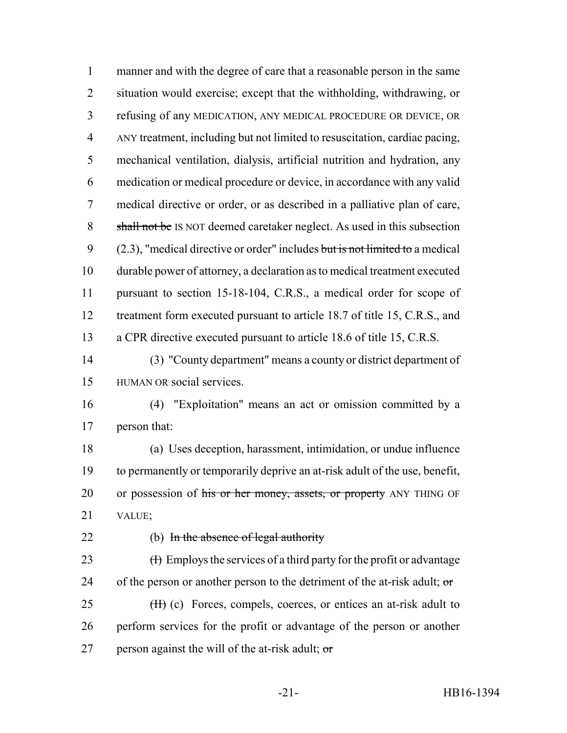manner and with the degree of care that a reasonable person in the same situation would exercise; except that the withholding, withdrawing, or refusing of any MEDICATION, ANY MEDICAL PROCEDURE OR DEVICE, OR ANY treatment, including but not limited to resuscitation, cardiac pacing, mechanical ventilation, dialysis, artificial nutrition and hydration, any medication or medical procedure or device, in accordance with any valid medical directive or order, or as described in a palliative plan of care, ~~shall not be~~ IS NOT deemed caretaker neglect. As used in this subsection (2.3), "medical directive or order" includes ~~but is not limited to~~ a medical durable power of attorney, a declaration as to medical treatment executed pursuant to section 15-18-104, C.R.S., a medical order for scope of treatment form executed pursuant to article 18.7 of title 15, C.R.S., and a CPR directive executed pursuant to article 18.6 of title 15, C.R.S.

(3) "County department" means a county or district department of HUMAN OR social services.

(4) "Exploitation" means an act or omission committed by a person that:

(a) Uses deception, harassment, intimidation, or undue influence to permanently or temporarily deprive an at-risk adult of the use, benefit, or possession of ~~his or her money, assets, or property~~ ANY THING OF VALUE;

(b) ~~In the absence of legal authority~~

~~(I)~~ Employs the services of a third party for the profit or advantage of the person or another person to the detriment of the at-risk adult; ~~or~~

~~(II)~~ (c) Forces, compels, coerces, or entices an at-risk adult to perform services for the profit or advantage of the person or another person against the will of the at-risk adult; ~~or~~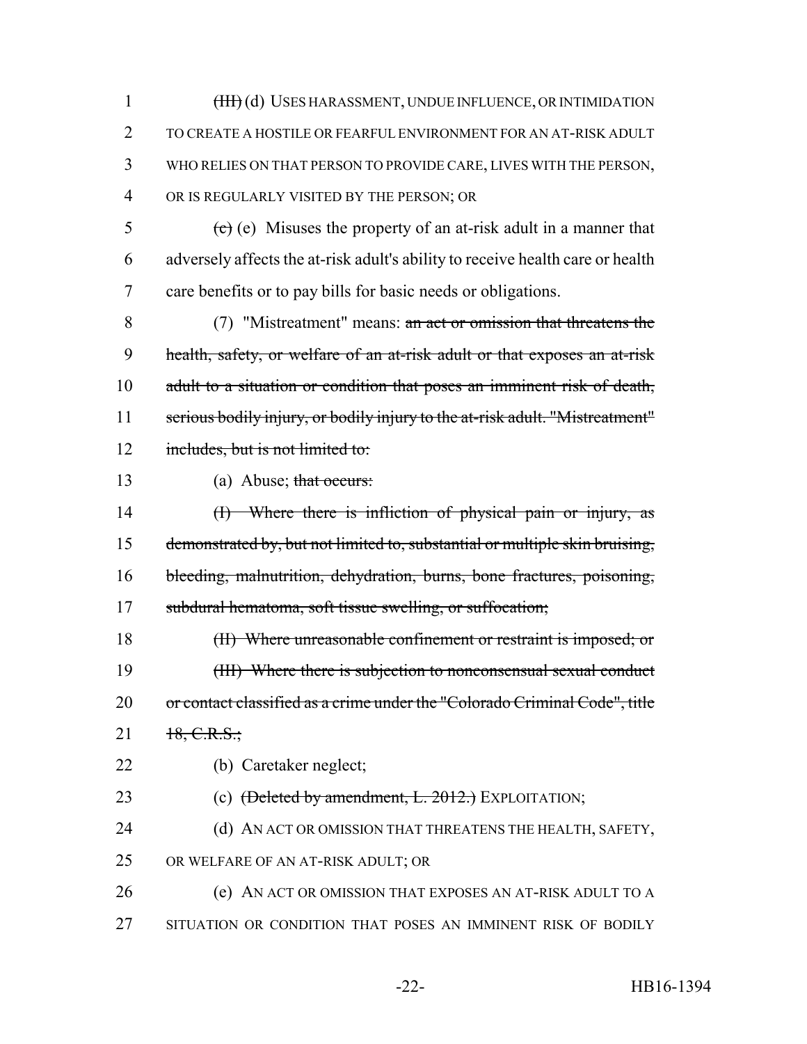~~(III)~~ (d) USES HARASSMENT, UNDUE INFLUENCE, OR INTIMIDATION TO CREATE A HOSTILE OR FEARFUL ENVIRONMENT FOR AN AT-RISK ADULT WHO RELIES ON THAT PERSON TO PROVIDE CARE, LIVES WITH THE PERSON, OR IS REGULARLY VISITED BY THE PERSON; OR

~~(c)~~ (e) Misuses the property of an at-risk adult in a manner that adversely affects the at-risk adult's ability to receive health care or health care benefits or to pay bills for basic needs or obligations.

(7) "Mistreatment" means: ~~an act or omission that threatens the health, safety, or welfare of an at-risk adult or that exposes an at-risk adult to a situation or condition that poses an imminent risk of death, serious bodily injury, or bodily injury to the at-risk adult. "Mistreatment" includes, but is not limited to:~~

(a) Abuse; ~~that occurs:~~

~~(I) Where there is infliction of physical pain or injury, as demonstrated by, but not limited to, substantial or multiple skin bruising, bleeding, malnutrition, dehydration, burns, bone fractures, poisoning, subdural hematoma, soft tissue swelling, or suffocation;~~

~~(II) Where unreasonable confinement or restraint is imposed; or~~

~~(III) Where there is subjection to nonconsensual sexual conduct or contact classified as a crime under the "Colorado Criminal Code", title 18, C.R.S.;~~

(b) Caretaker neglect;

(c) ~~(Deleted by amendment, L. 2012.)~~ EXPLOITATION;

(d) AN ACT OR OMISSION THAT THREATENS THE HEALTH, SAFETY, OR WELFARE OF AN AT-RISK ADULT; OR

(e) AN ACT OR OMISSION THAT EXPOSES AN AT-RISK ADULT TO A SITUATION OR CONDITION THAT POSES AN IMMINENT RISK OF BODILY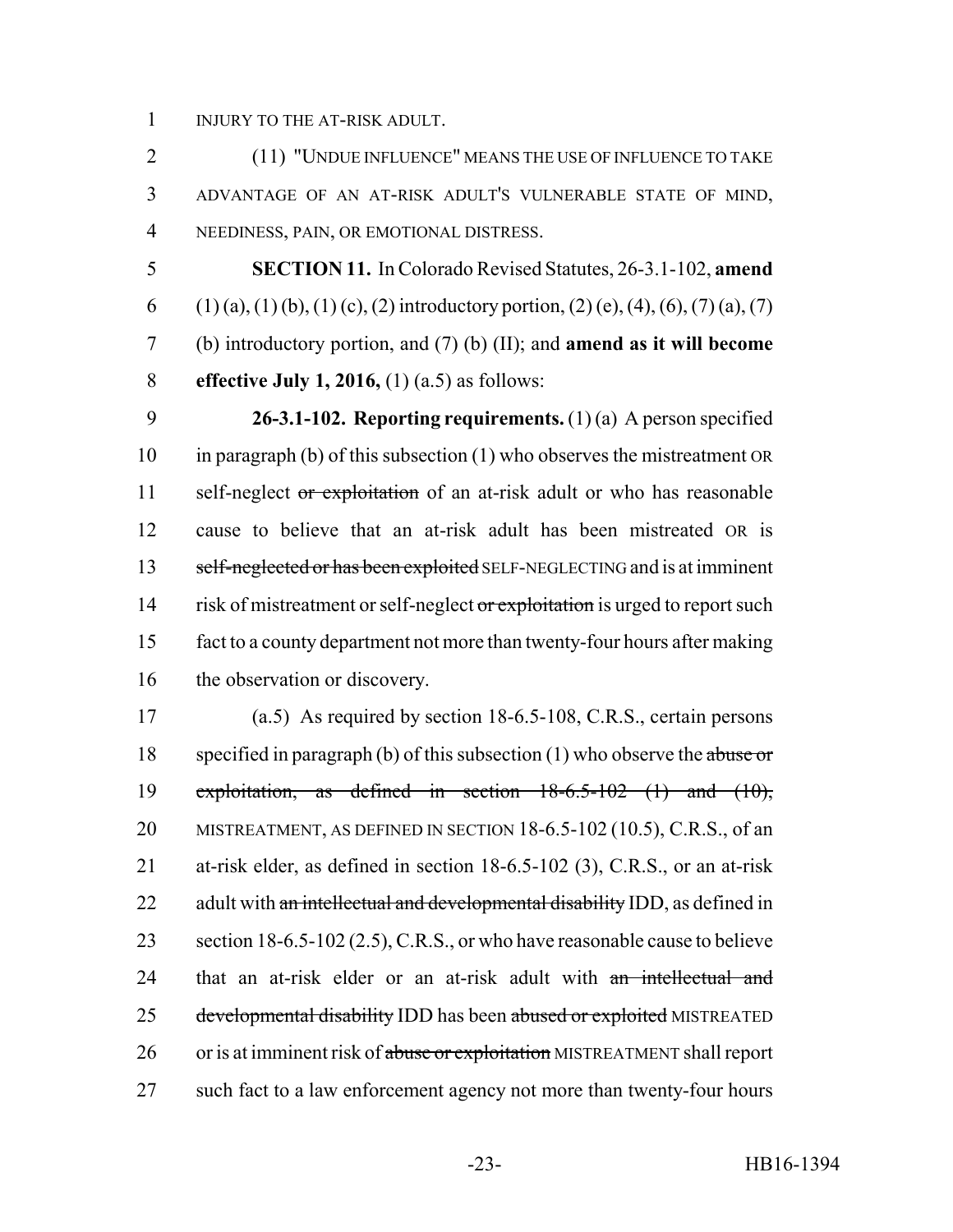INJURY TO THE AT-RISK ADULT.

(11) "UNDUE INFLUENCE" MEANS THE USE OF INFLUENCE TO TAKE ADVANTAGE OF AN AT-RISK ADULT'S VULNERABLE STATE OF MIND, NEEDINESS, PAIN, OR EMOTIONAL DISTRESS.

**SECTION 11.** In Colorado Revised Statutes, 26-3.1-102, **amend** (1) (a), (1) (b), (1) (c), (2) introductory portion, (2) (e), (4), (6), (7) (a), (7) (b) introductory portion, and (7) (b) (II); and **amend as it will become effective July 1, 2016,** (1) (a.5) as follows:

**26-3.1-102. Reporting requirements.** (1) (a) A person specified in paragraph (b) of this subsection (1) who observes the mistreatment OR self-neglect ~~or exploitation~~ of an at-risk adult or who has reasonable cause to believe that an at-risk adult has been mistreated OR is ~~self-neglected or has been exploited~~ SELF-NEGLECTING and is at imminent risk of mistreatment or self-neglect ~~or exploitation~~ is urged to report such fact to a county department not more than twenty-four hours after making the observation or discovery.

(a.5) As required by section 18-6.5-108, C.R.S., certain persons specified in paragraph (b) of this subsection (1) who observe the ~~abuse or exploitation, as defined in section 18-6.5-102 (1) and (10),~~ MISTREATMENT, AS DEFINED IN SECTION 18-6.5-102 (10.5), C.R.S., of an at-risk elder, as defined in section 18-6.5-102 (3), C.R.S., or an at-risk adult with ~~an intellectual and developmental disability~~ IDD, as defined in section 18-6.5-102 (2.5), C.R.S., or who have reasonable cause to believe that an at-risk elder or an at-risk adult with ~~an intellectual and developmental disability~~ IDD has been ~~abused or exploited~~ MISTREATED or is at imminent risk of ~~abuse or exploitation~~ MISTREATMENT shall report such fact to a law enforcement agency not more than twenty-four hours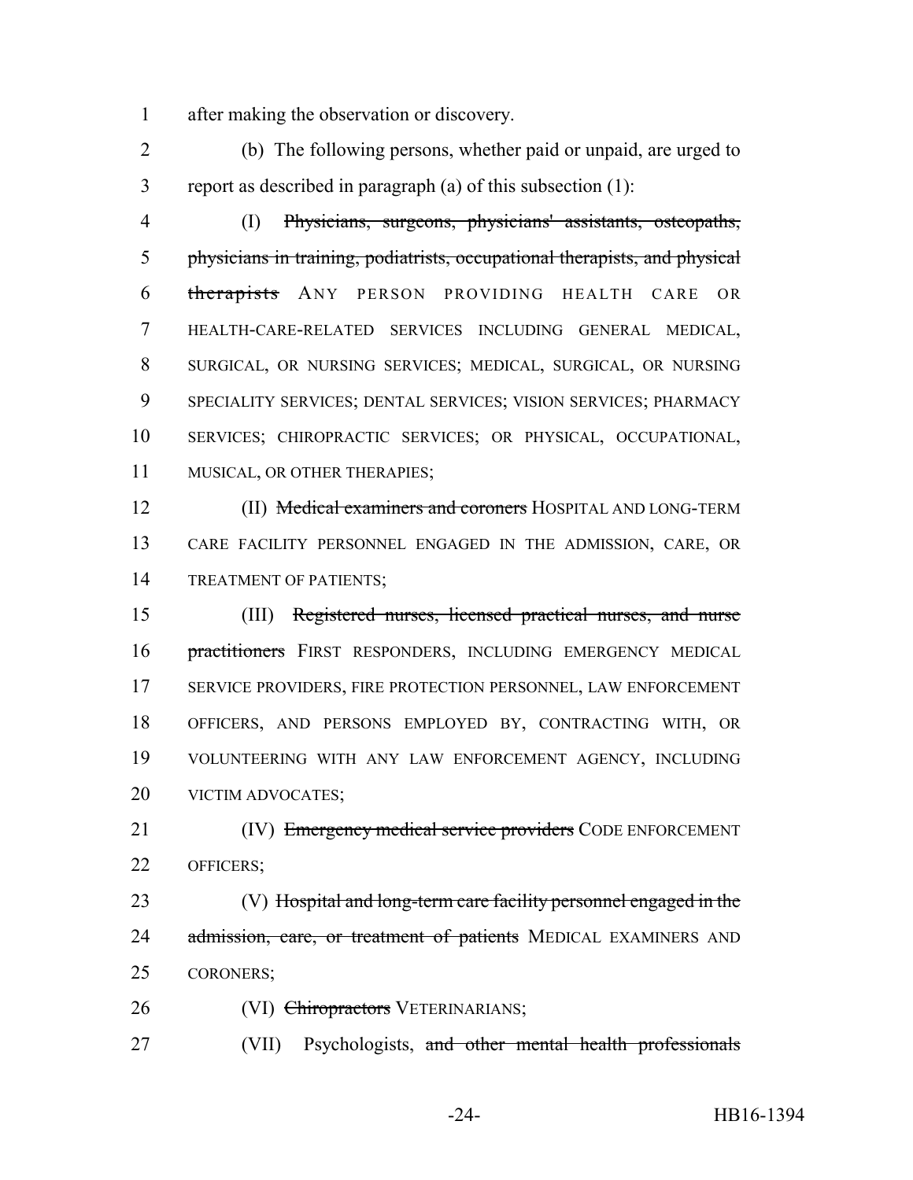after making the observation or discovery.

(b) The following persons, whether paid or unpaid, are urged to report as described in paragraph (a) of this subsection (1):

(I) ~~Physicians, surgeons, physicians' assistants, osteopaths, physicians in training, podiatrists, occupational therapists, and physical therapists~~ ANY PERSON PROVIDING HEALTH CARE OR HEALTH-CARE-RELATED SERVICES INCLUDING GENERAL MEDICAL, SURGICAL, OR NURSING SERVICES; MEDICAL, SURGICAL, OR NURSING SPECIALITY SERVICES; DENTAL SERVICES; VISION SERVICES; PHARMACY SERVICES; CHIROPRACTIC SERVICES; OR PHYSICAL, OCCUPATIONAL, MUSICAL, OR OTHER THERAPIES;

(II) ~~Medical examiners and coroners~~ HOSPITAL AND LONG-TERM CARE FACILITY PERSONNEL ENGAGED IN THE ADMISSION, CARE, OR TREATMENT OF PATIENTS;

(III) ~~Registered nurses, licensed practical nurses, and nurse practitioners~~ FIRST RESPONDERS, INCLUDING EMERGENCY MEDICAL SERVICE PROVIDERS, FIRE PROTECTION PERSONNEL, LAW ENFORCEMENT OFFICERS, AND PERSONS EMPLOYED BY, CONTRACTING WITH, OR VOLUNTEERING WITH ANY LAW ENFORCEMENT AGENCY, INCLUDING VICTIM ADVOCATES;

(IV) ~~Emergency medical service providers~~ CODE ENFORCEMENT OFFICERS;

(V) ~~Hospital and long-term care facility personnel engaged in the admission, care, or treatment of patients~~ MEDICAL EXAMINERS AND CORONERS;

(VI) ~~Chiropractors~~ VETERINARIANS;

(VII) Psychologists, ~~and other mental health professionals~~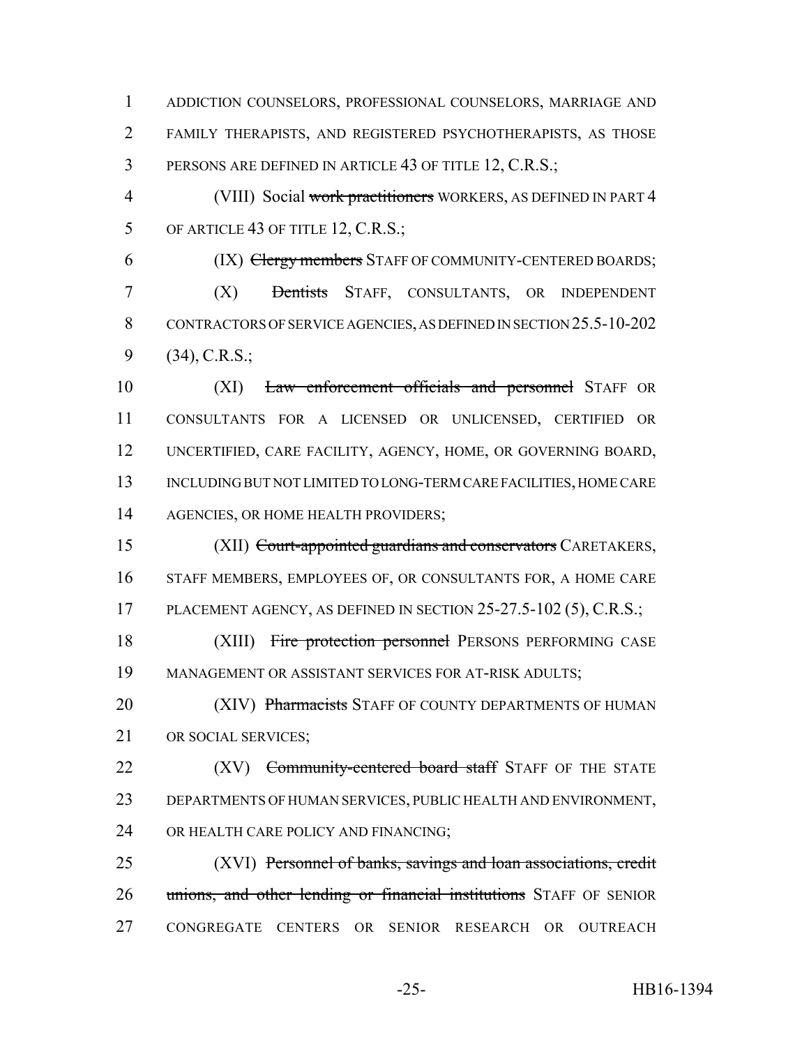ADDICTION COUNSELORS, PROFESSIONAL COUNSELORS, MARRIAGE AND FAMILY THERAPISTS, AND REGISTERED PSYCHOTHERAPISTS, AS THOSE PERSONS ARE DEFINED IN ARTICLE 43 OF TITLE 12, C.R.S.;

(VIII) Social ~~work practitioners~~ WORKERS, AS DEFINED IN PART 4 OF ARTICLE 43 OF TITLE 12, C.R.S.;

(IX) ~~Clergy members~~ STAFF OF COMMUNITY-CENTERED BOARDS;

(X) ~~Dentists~~ STAFF, CONSULTANTS, OR INDEPENDENT CONTRACTORS OF SERVICE AGENCIES, AS DEFINED IN SECTION 25.5-10-202 (34), C.R.S.;

(XI) ~~Law enforcement officials and personnel~~ STAFF OR CONSULTANTS FOR A LICENSED OR UNLICENSED, CERTIFIED OR UNCERTIFIED, CARE FACILITY, AGENCY, HOME, OR GOVERNING BOARD, INCLUDING BUT NOT LIMITED TO LONG-TERM CARE FACILITIES, HOME CARE AGENCIES, OR HOME HEALTH PROVIDERS;

(XII) ~~Court-appointed guardians and conservators~~ CARETAKERS, STAFF MEMBERS, EMPLOYEES OF, OR CONSULTANTS FOR, A HOME CARE PLACEMENT AGENCY, AS DEFINED IN SECTION 25-27.5-102 (5), C.R.S.;

(XIII) ~~Fire protection personnel~~ PERSONS PERFORMING CASE MANAGEMENT OR ASSISTANT SERVICES FOR AT-RISK ADULTS;

(XIV) ~~Pharmacists~~ STAFF OF COUNTY DEPARTMENTS OF HUMAN OR SOCIAL SERVICES;

(XV) ~~Community-centered board staff~~ STAFF OF THE STATE DEPARTMENTS OF HUMAN SERVICES, PUBLIC HEALTH AND ENVIRONMENT, OR HEALTH CARE POLICY AND FINANCING;

(XVI) ~~Personnel of banks, savings and loan associations, credit unions, and other lending or financial institutions~~ STAFF OF SENIOR CONGREGATE CENTERS OR SENIOR RESEARCH OR OUTREACH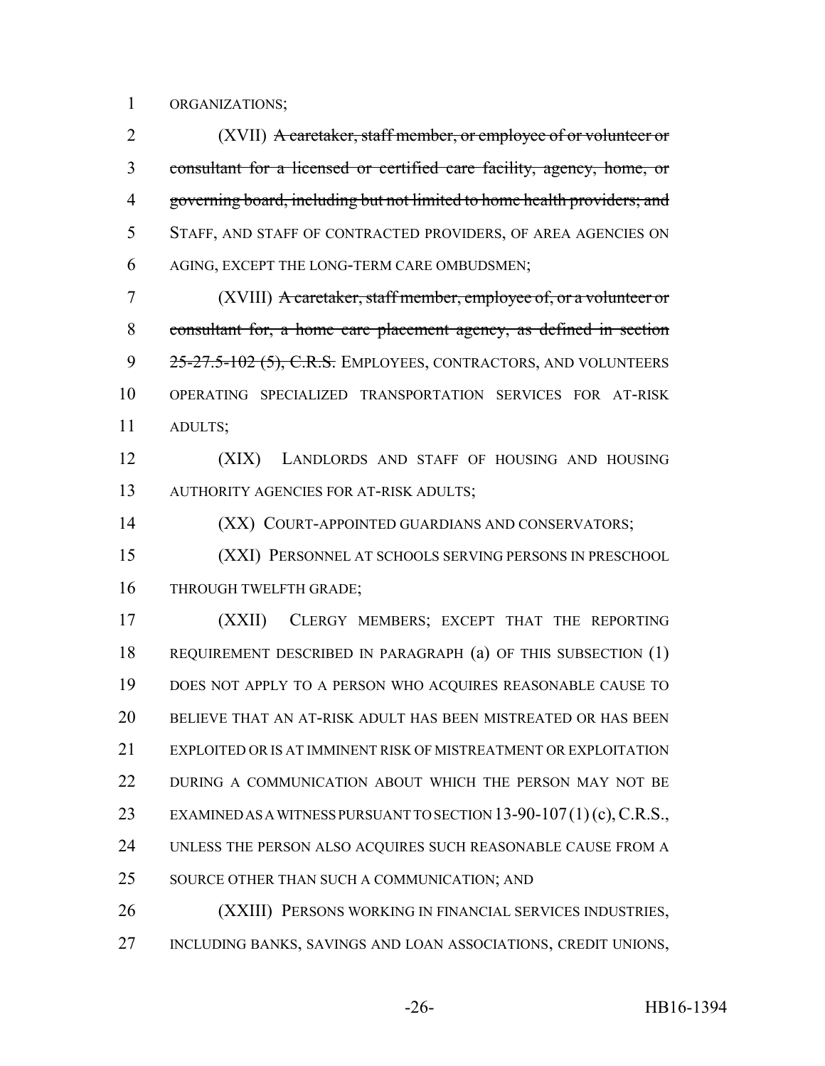ORGANIZATIONS;

(XVII) ~~A caretaker, staff member, or employee of or volunteer or consultant for a licensed or certified care facility, agency, home, or governing board, including but not limited to home health providers; and~~ STAFF, AND STAFF OF CONTRACTED PROVIDERS, OF AREA AGENCIES ON AGING, EXCEPT THE LONG-TERM CARE OMBUDSMEN;

(XVIII) ~~A caretaker, staff member, employee of, or a volunteer or consultant for, a home care placement agency, as defined in section 25-27.5-102 (5), C.R.S.~~ EMPLOYEES, CONTRACTORS, AND VOLUNTEERS OPERATING SPECIALIZED TRANSPORTATION SERVICES FOR AT-RISK ADULTS;

(XIX) LANDLORDS AND STAFF OF HOUSING AND HOUSING AUTHORITY AGENCIES FOR AT-RISK ADULTS;

(XX) COURT-APPOINTED GUARDIANS AND CONSERVATORS;

(XXI) PERSONNEL AT SCHOOLS SERVING PERSONS IN PRESCHOOL THROUGH TWELFTH GRADE;

(XXII) CLERGY MEMBERS; EXCEPT THAT THE REPORTING REQUIREMENT DESCRIBED IN PARAGRAPH (a) OF THIS SUBSECTION (1) DOES NOT APPLY TO A PERSON WHO ACQUIRES REASONABLE CAUSE TO BELIEVE THAT AN AT-RISK ADULT HAS BEEN MISTREATED OR HAS BEEN EXPLOITED OR IS AT IMMINENT RISK OF MISTREATMENT OR EXPLOITATION DURING A COMMUNICATION ABOUT WHICH THE PERSON MAY NOT BE EXAMINED AS A WITNESS PURSUANT TO SECTION 13-90-107 (1) (c), C.R.S., UNLESS THE PERSON ALSO ACQUIRES SUCH REASONABLE CAUSE FROM A SOURCE OTHER THAN SUCH A COMMUNICATION; AND

(XXIII) PERSONS WORKING IN FINANCIAL SERVICES INDUSTRIES, INCLUDING BANKS, SAVINGS AND LOAN ASSOCIATIONS, CREDIT UNIONS,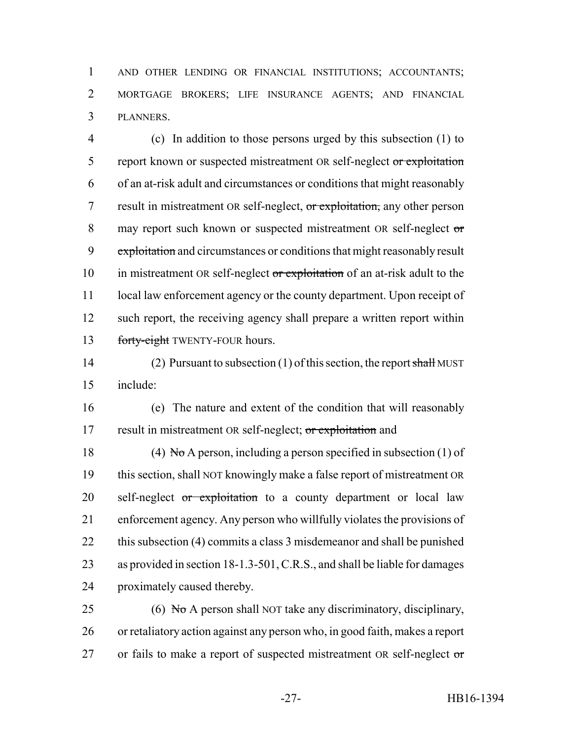AND OTHER LENDING OR FINANCIAL INSTITUTIONS; ACCOUNTANTS; MORTGAGE BROKERS; LIFE INSURANCE AGENTS; AND FINANCIAL PLANNERS.

(c) In addition to those persons urged by this subsection (1) to report known or suspected mistreatment OR self-neglect ~~or exploitation~~ of an at-risk adult and circumstances or conditions that might reasonably result in mistreatment OR self-neglect, ~~or exploitation,~~ any other person may report such known or suspected mistreatment OR self-neglect ~~or exploitation~~ and circumstances or conditions that might reasonably result in mistreatment OR self-neglect ~~or exploitation~~ of an at-risk adult to the local law enforcement agency or the county department. Upon receipt of such report, the receiving agency shall prepare a written report within ~~forty-eight~~ TWENTY-FOUR hours.

(2) Pursuant to subsection (1) of this section, the report ~~shall~~ MUST include:

(e) The nature and extent of the condition that will reasonably result in mistreatment OR self-neglect; ~~or exploitation~~ and

(4) ~~No~~ A person, including a person specified in subsection (1) of this section, shall NOT knowingly make a false report of mistreatment OR self-neglect ~~or exploitation~~ to a county department or local law enforcement agency. Any person who willfully violates the provisions of this subsection (4) commits a class 3 misdemeanor and shall be punished as provided in section 18-1.3-501, C.R.S., and shall be liable for damages proximately caused thereby.

(6) ~~No~~ A person shall NOT take any discriminatory, disciplinary, or retaliatory action against any person who, in good faith, makes a report or fails to make a report of suspected mistreatment OR self-neglect ~~or~~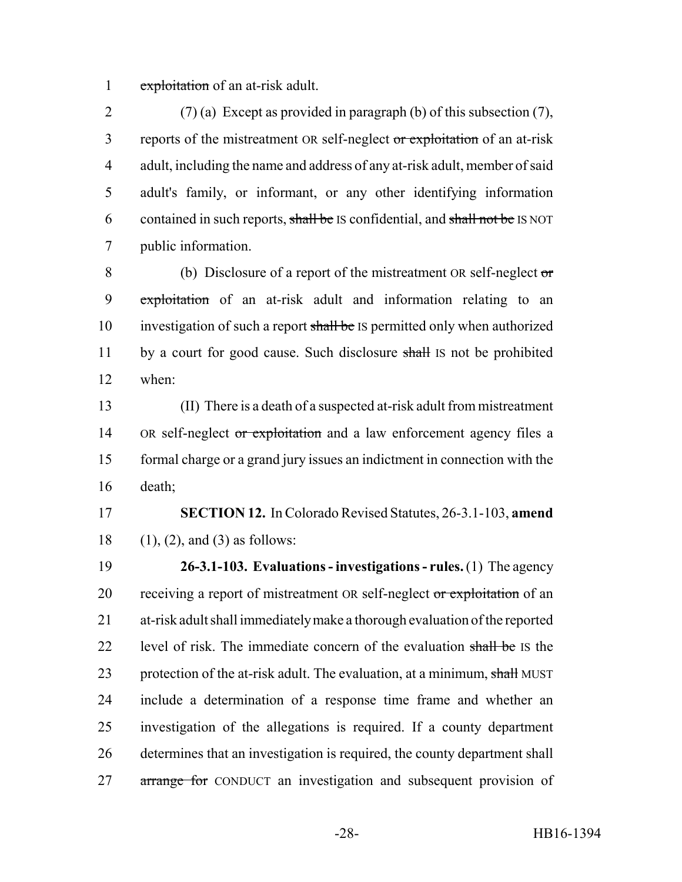exploitation of an at-risk adult.

(7) (a) Except as provided in paragraph (b) of this subsection (7), reports of the mistreatment OR self-neglect or exploitation of an at-risk adult, including the name and address of any at-risk adult, member of said adult's family, or informant, or any other identifying information contained in such reports, shall be IS confidential, and shall not be IS NOT public information.

(b) Disclosure of a report of the mistreatment OR self-neglect or exploitation of an at-risk adult and information relating to an investigation of such a report shall be IS permitted only when authorized by a court for good cause. Such disclosure shall IS not be prohibited when:

(II) There is a death of a suspected at-risk adult from mistreatment OR self-neglect or exploitation and a law enforcement agency files a formal charge or a grand jury issues an indictment in connection with the death;

**SECTION 12.** In Colorado Revised Statutes, 26-3.1-103, **amend** (1), (2), and (3) as follows:

**26-3.1-103. Evaluations - investigations - rules.** (1) The agency receiving a report of mistreatment OR self-neglect or exploitation of an at-risk adult shall immediately make a thorough evaluation of the reported level of risk. The immediate concern of the evaluation shall be IS the protection of the at-risk adult. The evaluation, at a minimum, shall MUST include a determination of a response time frame and whether an investigation of the allegations is required. If a county department determines that an investigation is required, the county department shall arrange for CONDUCT an investigation and subsequent provision of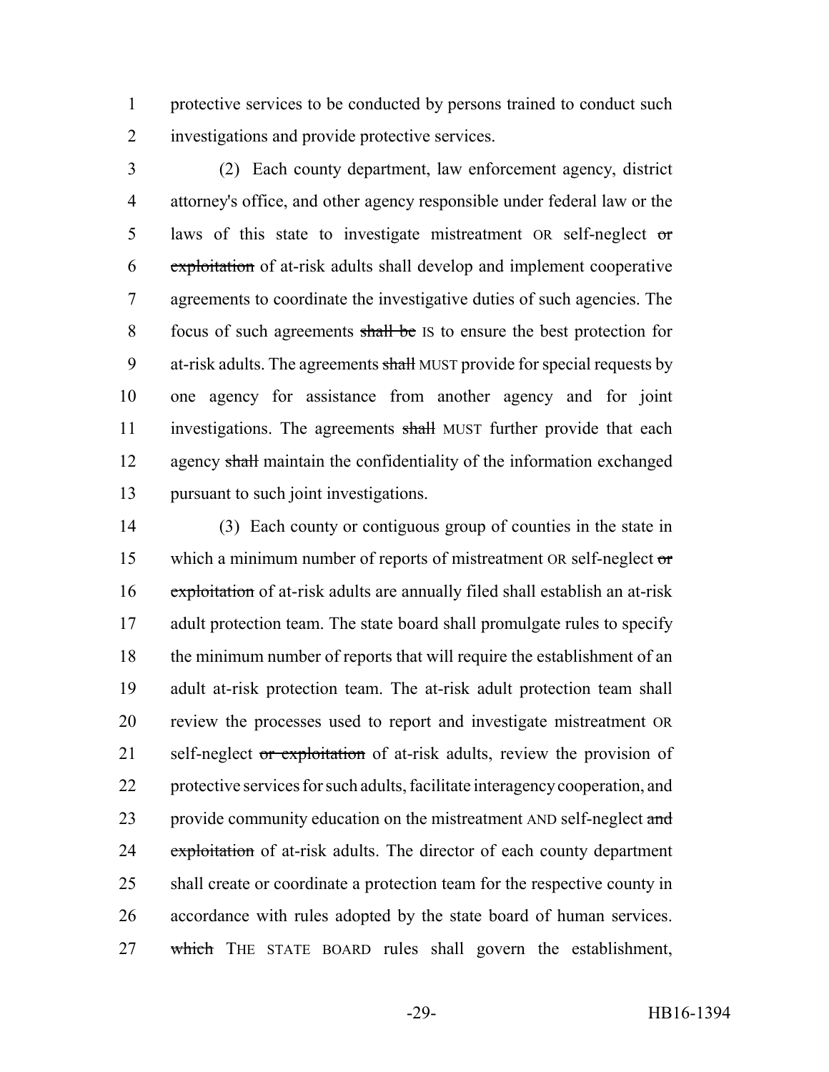protective services to be conducted by persons trained to conduct such investigations and provide protective services.

(2) Each county department, law enforcement agency, district attorney's office, and other agency responsible under federal law or the laws of this state to investigate mistreatment OR self-neglect ~~or exploitation~~ of at-risk adults shall develop and implement cooperative agreements to coordinate the investigative duties of such agencies. The focus of such agreements ~~shall be~~ IS to ensure the best protection for at-risk adults. The agreements ~~shall~~ MUST provide for special requests by one agency for assistance from another agency and for joint investigations. The agreements ~~shall~~ MUST further provide that each agency ~~shall~~ maintain the confidentiality of the information exchanged pursuant to such joint investigations.

(3) Each county or contiguous group of counties in the state in which a minimum number of reports of mistreatment OR self-neglect ~~or exploitation~~ of at-risk adults are annually filed shall establish an at-risk adult protection team. The state board shall promulgate rules to specify the minimum number of reports that will require the establishment of an adult at-risk protection team. The at-risk adult protection team shall review the processes used to report and investigate mistreatment OR self-neglect ~~or exploitation~~ of at-risk adults, review the provision of protective services for such adults, facilitate interagency cooperation, and provide community education on the mistreatment AND self-neglect ~~and exploitation~~ of at-risk adults. The director of each county department shall create or coordinate a protection team for the respective county in accordance with rules adopted by the state board of human services. ~~which~~ THE STATE BOARD rules shall govern the establishment,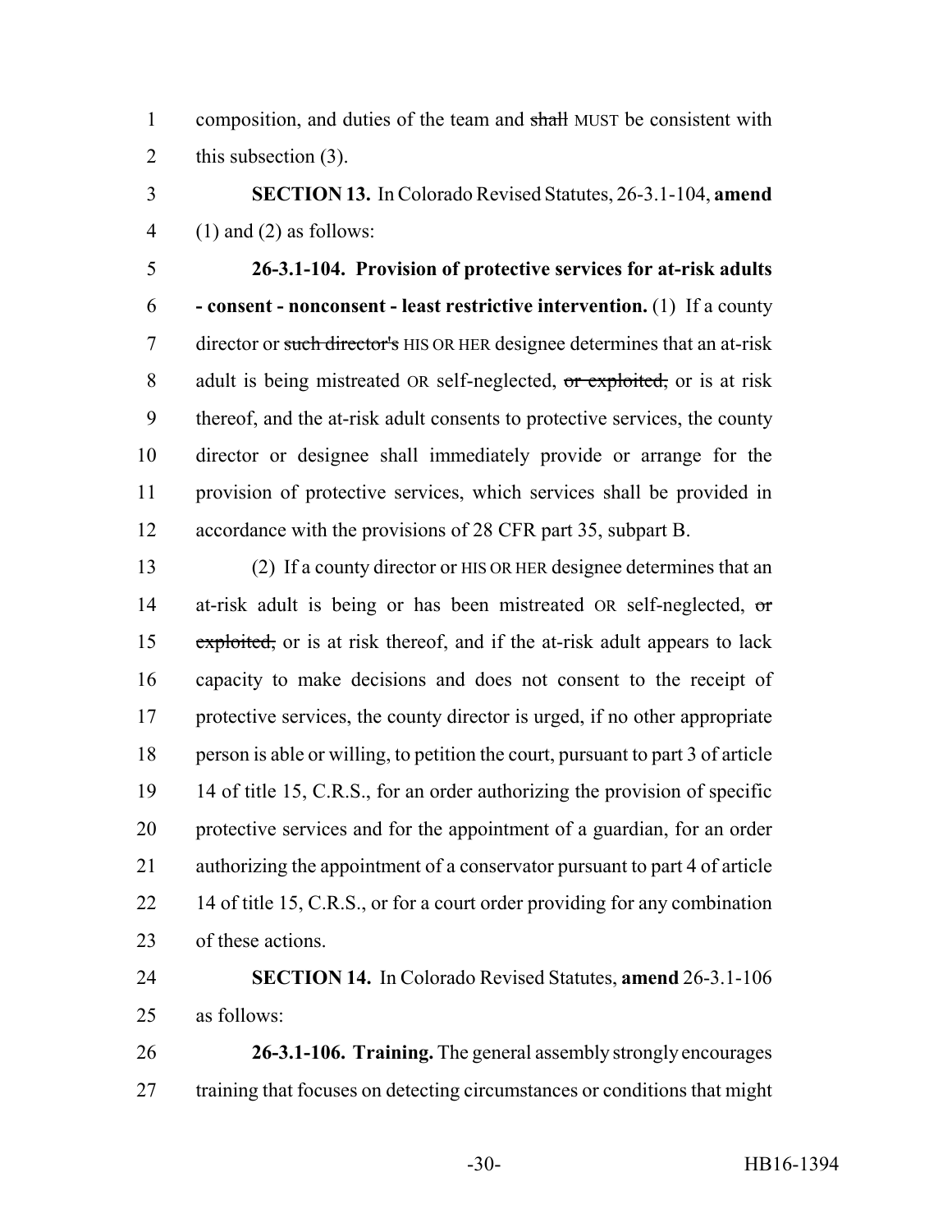composition, and duties of the team and ~~shall~~ MUST be consistent with this subsection (3).

**SECTION 13.** In Colorado Revised Statutes, 26-3.1-104, **amend** (1) and (2) as follows:

**26-3.1-104. Provision of protective services for at-risk adults - consent - nonconsent - least restrictive intervention.** (1) If a county director or ~~such director's~~ HIS OR HER designee determines that an at-risk adult is being mistreated OR self-neglected, ~~or exploited,~~ or is at risk thereof, and the at-risk adult consents to protective services, the county director or designee shall immediately provide or arrange for the provision of protective services, which services shall be provided in accordance with the provisions of 28 CFR part 35, subpart B.

(2) If a county director or HIS OR HER designee determines that an at-risk adult is being or has been mistreated OR self-neglected, ~~or exploited,~~ or is at risk thereof, and if the at-risk adult appears to lack capacity to make decisions and does not consent to the receipt of protective services, the county director is urged, if no other appropriate person is able or willing, to petition the court, pursuant to part 3 of article 14 of title 15, C.R.S., for an order authorizing the provision of specific protective services and for the appointment of a guardian, for an order authorizing the appointment of a conservator pursuant to part 4 of article 14 of title 15, C.R.S., or for a court order providing for any combination of these actions.

**SECTION 14.** In Colorado Revised Statutes, **amend** 26-3.1-106 as follows:

**26-3.1-106. Training.** The general assembly strongly encourages training that focuses on detecting circumstances or conditions that might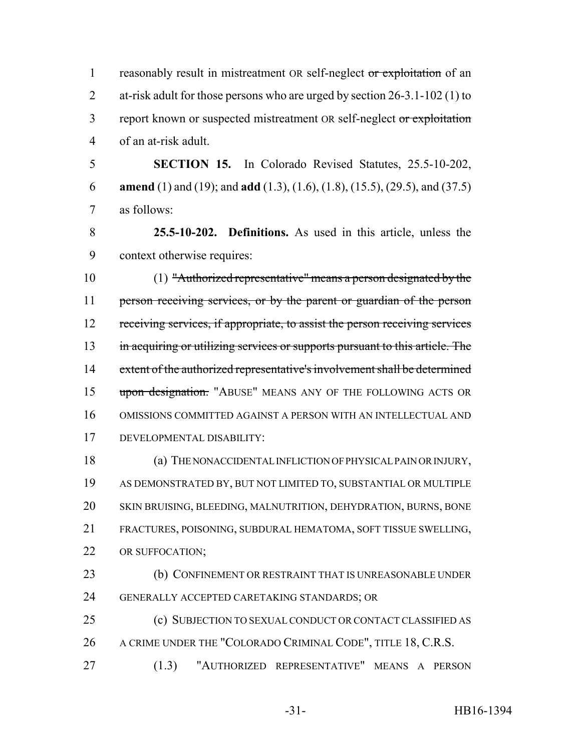reasonably result in mistreatment OR self-neglect ~~or exploitation~~ of an at-risk adult for those persons who are urged by section 26-3.1-102 (1) to report known or suspected mistreatment OR self-neglect ~~or exploitation~~ of an at-risk adult.

**SECTION 15.** In Colorado Revised Statutes, 25.5-10-202, **amend** (1) and (19); and **add** (1.3), (1.6), (1.8), (15.5), (29.5), and (37.5) as follows:

**25.5-10-202. Definitions.** As used in this article, unless the context otherwise requires:

(1) ~~"Authorized representative" means a person designated by the person receiving services, or by the parent or guardian of the person receiving services, if appropriate, to assist the person receiving services in acquiring or utilizing services or supports pursuant to this article. The extent of the authorized representative's involvement shall be determined upon designation.~~ "ABUSE" MEANS ANY OF THE FOLLOWING ACTS OR OMISSIONS COMMITTED AGAINST A PERSON WITH AN INTELLECTUAL AND DEVELOPMENTAL DISABILITY:

(a) THE NONACCIDENTAL INFLICTION OF PHYSICAL PAIN OR INJURY, AS DEMONSTRATED BY, BUT NOT LIMITED TO, SUBSTANTIAL OR MULTIPLE SKIN BRUISING, BLEEDING, MALNUTRITION, DEHYDRATION, BURNS, BONE FRACTURES, POISONING, SUBDURAL HEMATOMA, SOFT TISSUE SWELLING, OR SUFFOCATION;

(b) CONFINEMENT OR RESTRAINT THAT IS UNREASONABLE UNDER GENERALLY ACCEPTED CARETAKING STANDARDS; OR

(c) SUBJECTION TO SEXUAL CONDUCT OR CONTACT CLASSIFIED AS A CRIME UNDER THE "COLORADO CRIMINAL CODE", TITLE 18, C.R.S.

(1.3) "AUTHORIZED REPRESENTATIVE" MEANS A PERSON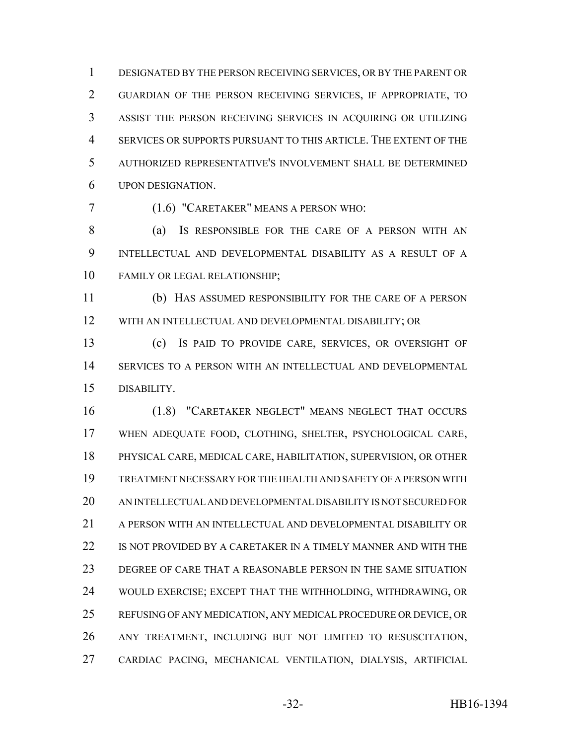DESIGNATED BY THE PERSON RECEIVING SERVICES, OR BY THE PARENT OR GUARDIAN OF THE PERSON RECEIVING SERVICES, IF APPROPRIATE, TO ASSIST THE PERSON RECEIVING SERVICES IN ACQUIRING OR UTILIZING SERVICES OR SUPPORTS PURSUANT TO THIS ARTICLE. THE EXTENT OF THE AUTHORIZED REPRESENTATIVE'S INVOLVEMENT SHALL BE DETERMINED UPON DESIGNATION.

(1.6) "CARETAKER" MEANS A PERSON WHO:

(a) IS RESPONSIBLE FOR THE CARE OF A PERSON WITH AN INTELLECTUAL AND DEVELOPMENTAL DISABILITY AS A RESULT OF A FAMILY OR LEGAL RELATIONSHIP;

(b) HAS ASSUMED RESPONSIBILITY FOR THE CARE OF A PERSON WITH AN INTELLECTUAL AND DEVELOPMENTAL DISABILITY; OR

(c) IS PAID TO PROVIDE CARE, SERVICES, OR OVERSIGHT OF SERVICES TO A PERSON WITH AN INTELLECTUAL AND DEVELOPMENTAL DISABILITY.

(1.8) "CARETAKER NEGLECT" MEANS NEGLECT THAT OCCURS WHEN ADEQUATE FOOD, CLOTHING, SHELTER, PSYCHOLOGICAL CARE, PHYSICAL CARE, MEDICAL CARE, HABILITATION, SUPERVISION, OR OTHER TREATMENT NECESSARY FOR THE HEALTH AND SAFETY OF A PERSON WITH AN INTELLECTUAL AND DEVELOPMENTAL DISABILITY IS NOT SECURED FOR A PERSON WITH AN INTELLECTUAL AND DEVELOPMENTAL DISABILITY OR IS NOT PROVIDED BY A CARETAKER IN A TIMELY MANNER AND WITH THE DEGREE OF CARE THAT A REASONABLE PERSON IN THE SAME SITUATION WOULD EXERCISE; EXCEPT THAT THE WITHHOLDING, WITHDRAWING, OR REFUSING OF ANY MEDICATION, ANY MEDICAL PROCEDURE OR DEVICE, OR ANY TREATMENT, INCLUDING BUT NOT LIMITED TO RESUSCITATION, CARDIAC PACING, MECHANICAL VENTILATION, DIALYSIS, ARTIFICIAL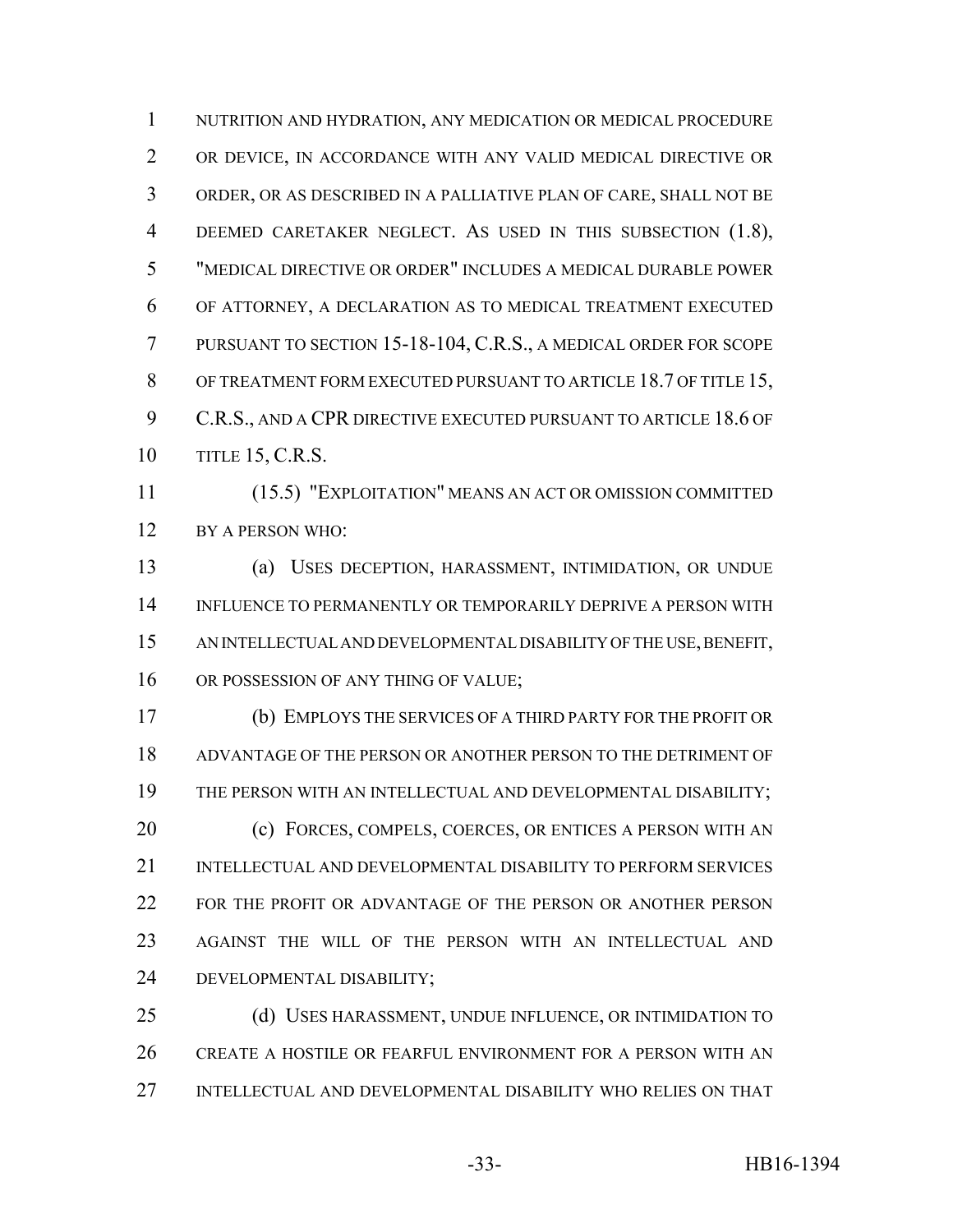NUTRITION AND HYDRATION, ANY MEDICATION OR MEDICAL PROCEDURE OR DEVICE, IN ACCORDANCE WITH ANY VALID MEDICAL DIRECTIVE OR ORDER, OR AS DESCRIBED IN A PALLIATIVE PLAN OF CARE, SHALL NOT BE DEEMED CARETAKER NEGLECT. AS USED IN THIS SUBSECTION (1.8), "MEDICAL DIRECTIVE OR ORDER" INCLUDES A MEDICAL DURABLE POWER OF ATTORNEY, A DECLARATION AS TO MEDICAL TREATMENT EXECUTED PURSUANT TO SECTION 15-18-104, C.R.S., A MEDICAL ORDER FOR SCOPE OF TREATMENT FORM EXECUTED PURSUANT TO ARTICLE 18.7 OF TITLE 15, C.R.S., AND A CPR DIRECTIVE EXECUTED PURSUANT TO ARTICLE 18.6 OF TITLE 15, C.R.S.

(15.5) "EXPLOITATION" MEANS AN ACT OR OMISSION COMMITTED BY A PERSON WHO:

(a) USES DECEPTION, HARASSMENT, INTIMIDATION, OR UNDUE INFLUENCE TO PERMANENTLY OR TEMPORARILY DEPRIVE A PERSON WITH AN INTELLECTUAL AND DEVELOPMENTAL DISABILITY OF THE USE, BENEFIT, OR POSSESSION OF ANY THING OF VALUE;

(b) EMPLOYS THE SERVICES OF A THIRD PARTY FOR THE PROFIT OR ADVANTAGE OF THE PERSON OR ANOTHER PERSON TO THE DETRIMENT OF THE PERSON WITH AN INTELLECTUAL AND DEVELOPMENTAL DISABILITY;

(c) FORCES, COMPELS, COERCES, OR ENTICES A PERSON WITH AN INTELLECTUAL AND DEVELOPMENTAL DISABILITY TO PERFORM SERVICES FOR THE PROFIT OR ADVANTAGE OF THE PERSON OR ANOTHER PERSON AGAINST THE WILL OF THE PERSON WITH AN INTELLECTUAL AND DEVELOPMENTAL DISABILITY;

(d) USES HARASSMENT, UNDUE INFLUENCE, OR INTIMIDATION TO CREATE A HOSTILE OR FEARFUL ENVIRONMENT FOR A PERSON WITH AN INTELLECTUAL AND DEVELOPMENTAL DISABILITY WHO RELIES ON THAT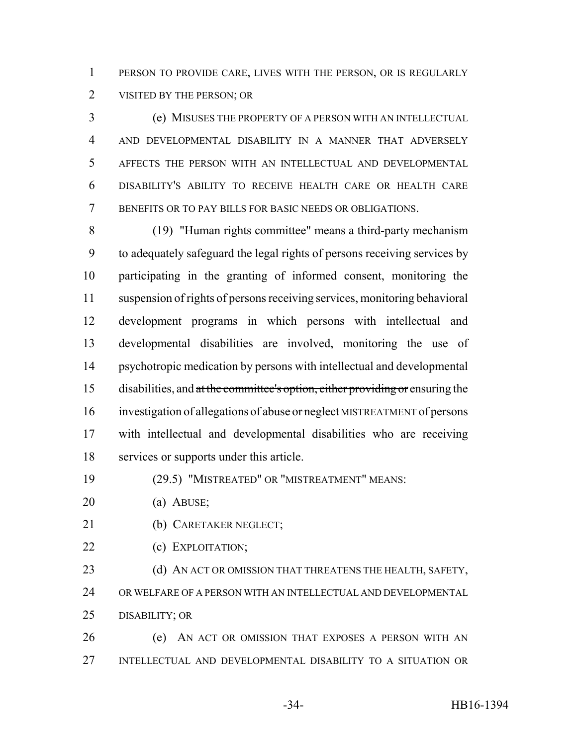PERSON TO PROVIDE CARE, LIVES WITH THE PERSON, OR IS REGULARLY VISITED BY THE PERSON; OR

(e) MISUSES THE PROPERTY OF A PERSON WITH AN INTELLECTUAL AND DEVELOPMENTAL DISABILITY IN A MANNER THAT ADVERSELY AFFECTS THE PERSON WITH AN INTELLECTUAL AND DEVELOPMENTAL DISABILITY'S ABILITY TO RECEIVE HEALTH CARE OR HEALTH CARE BENEFITS OR TO PAY BILLS FOR BASIC NEEDS OR OBLIGATIONS.

(19) "Human rights committee" means a third-party mechanism to adequately safeguard the legal rights of persons receiving services by participating in the granting of informed consent, monitoring the suspension of rights of persons receiving services, monitoring behavioral development programs in which persons with intellectual and developmental disabilities are involved, monitoring the use of psychotropic medication by persons with intellectual and developmental disabilities, and ~~at the committee's option, either providing or~~ ensuring the investigation of allegations of ~~abuse or neglect~~ MISTREATMENT of persons with intellectual and developmental disabilities who are receiving services or supports under this article.

(29.5) "MISTREATED" OR "MISTREATMENT" MEANS:

(a) ABUSE;

(b) CARETAKER NEGLECT;

(c) EXPLOITATION;

(d) AN ACT OR OMISSION THAT THREATENS THE HEALTH, SAFETY, OR WELFARE OF A PERSON WITH AN INTELLECTUAL AND DEVELOPMENTAL DISABILITY; OR

(e) AN ACT OR OMISSION THAT EXPOSES A PERSON WITH AN INTELLECTUAL AND DEVELOPMENTAL DISABILITY TO A SITUATION OR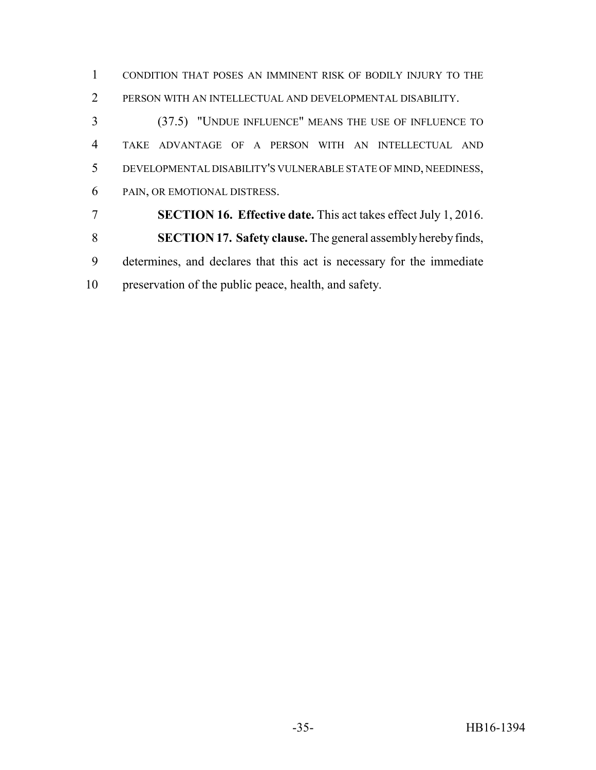CONDITION THAT POSES AN IMMINENT RISK OF BODILY INJURY TO THE PERSON WITH AN INTELLECTUAL AND DEVELOPMENTAL DISABILITY.

(37.5) "UNDUE INFLUENCE" MEANS THE USE OF INFLUENCE TO TAKE ADVANTAGE OF A PERSON WITH AN INTELLECTUAL AND DEVELOPMENTAL DISABILITY'S VULNERABLE STATE OF MIND, NEEDINESS, PAIN, OR EMOTIONAL DISTRESS.

**SECTION 16. Effective date.** This act takes effect July 1, 2016.

**SECTION 17. Safety clause.** The general assembly hereby finds, determines, and declares that this act is necessary for the immediate preservation of the public peace, health, and safety.